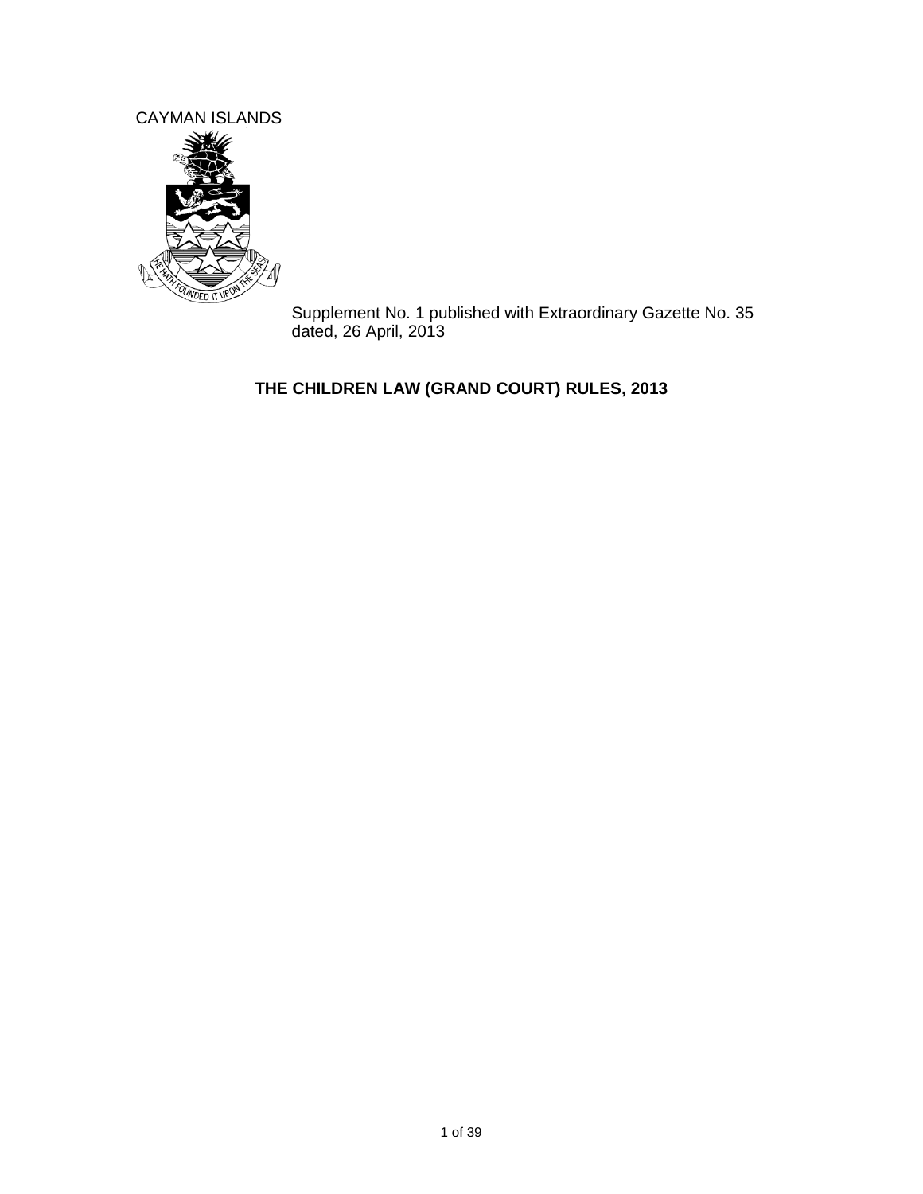CAYMAN ISLANDS

Supplement No. 1 published with Extraordinary Gazette No. 35 dated, 26 April, 2013

# THE CHILDREN LAW (GRAND COURT) RULES, 2013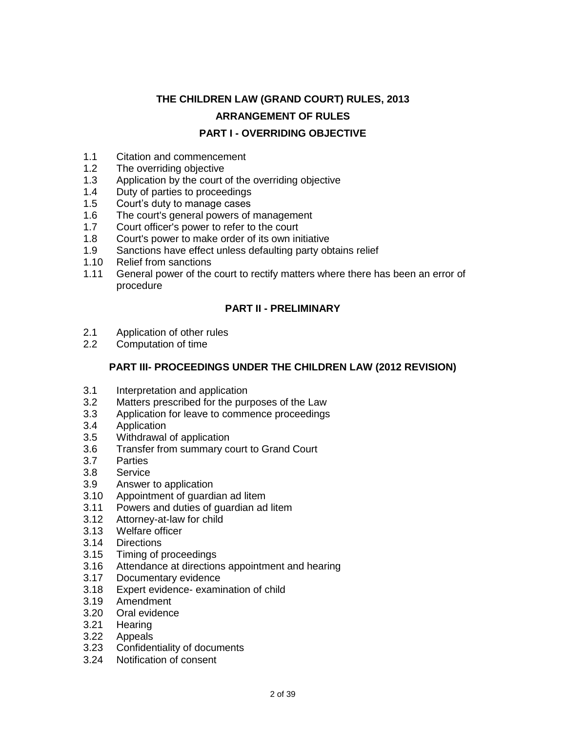# THE CHILDREN LAW (GRAND COURT) RULES, 2013

## ARRANGEMENT OF RULES

### PART I - OVERRIDING OBJECTIVE

1.1 Citation and commencement
1.2 The overriding objective
1.3 Application by the court of the overriding objective
1.4 Duty of parties to proceedings
1.5 Court's duty to manage cases
1.6 The court's general powers of management
1.7 Court officer's power to refer to the court
1.8 Court's power to make order of its own initiative
1.9 Sanctions have effect unless defaulting party obtains relief
1.10 Relief from sanctions
1.11 General power of the court to rectify matters where there has been an error of procedure

### PART II - PRELIMINARY

2.1 Application of other rules
2.2 Computation of time

### PART III- PROCEEDINGS UNDER THE CHILDREN LAW (2012 REVISION)

3.1 Interpretation and application
3.2 Matters prescribed for the purposes of the Law
3.3 Application for leave to commence proceedings
3.4 Application
3.5 Withdrawal of application
3.6 Transfer from summary court to Grand Court
3.7 Parties
3.8 Service
3.9 Answer to application
3.10 Appointment of guardian ad litem
3.11 Powers and duties of guardian ad litem
3.12 Attorney-at-law for child
3.13 Welfare officer
3.14 Directions
3.15 Timing of proceedings
3.16 Attendance at directions appointment and hearing
3.17 Documentary evidence
3.18 Expert evidence- examination of child
3.19 Amendment
3.20 Oral evidence
3.21 Hearing
3.22 Appeals
3.23 Confidentiality of documents
3.24 Notification of consent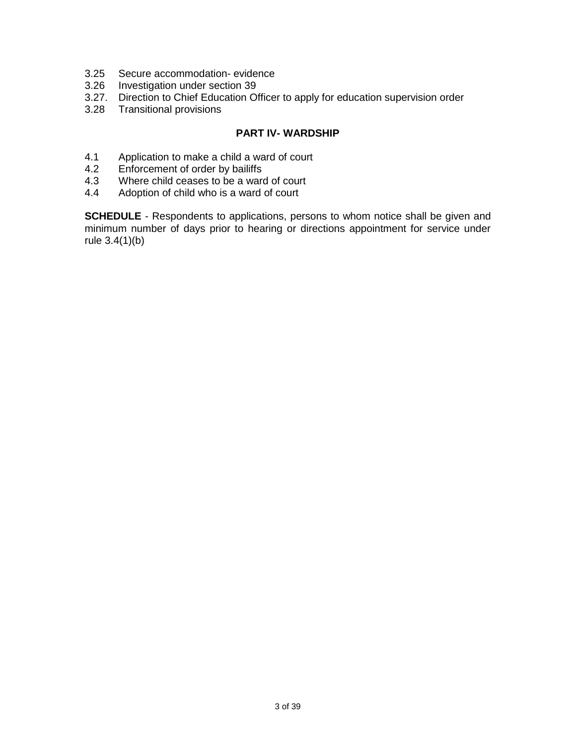3.25 Secure accommodation- evidence
3.26 Investigation under section 39
3.27. Direction to Chief Education Officer to apply for education supervision order
3.28 Transitional provisions

**PART IV- WARDSHIP**

4.1 Application to make a child a ward of court
4.2 Enforcement of order by bailiffs
4.3 Where child ceases to be a ward of court
4.4 Adoption of child who is a ward of court

**SCHEDULE** - Respondents to applications, persons to whom notice shall be given and minimum number of days prior to hearing or directions appointment for service under rule 3.4(1)(b)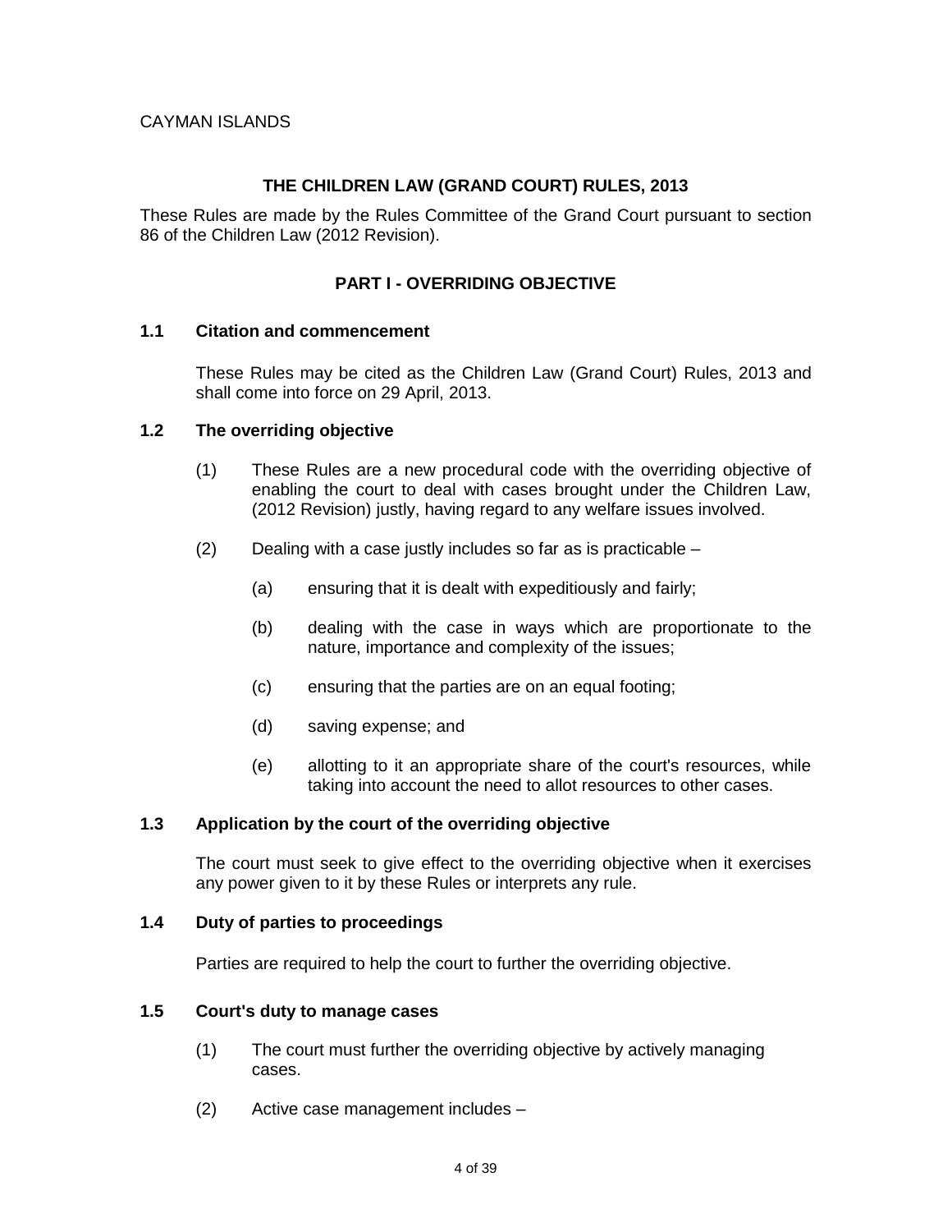CAYMAN ISLANDS

# THE CHILDREN LAW (GRAND COURT) RULES, 2013

These Rules are made by the Rules Committee of the Grand Court pursuant to section 86 of the Children Law (2012 Revision).

## PART I - OVERRIDING OBJECTIVE

### 1.1 Citation and commencement

These Rules may be cited as the Children Law (Grand Court) Rules, 2013 and shall come into force on 29 April, 2013.

### 1.2 The overriding objective

(1) These Rules are a new procedural code with the overriding objective of enabling the court to deal with cases brought under the Children Law, (2012 Revision) justly, having regard to any welfare issues involved.

(2) Dealing with a case justly includes so far as is practicable –

(a) ensuring that it is dealt with expeditiously and fairly;

(b) dealing with the case in ways which are proportionate to the nature, importance and complexity of the issues;

(c) ensuring that the parties are on an equal footing;

(d) saving expense; and

(e) allotting to it an appropriate share of the court's resources, while taking into account the need to allot resources to other cases.

### 1.3 Application by the court of the overriding objective

The court must seek to give effect to the overriding objective when it exercises any power given to it by these Rules or interprets any rule.

### 1.4 Duty of parties to proceedings

Parties are required to help the court to further the overriding objective.

### 1.5 Court's duty to manage cases

(1) The court must further the overriding objective by actively managing cases.

(2) Active case management includes –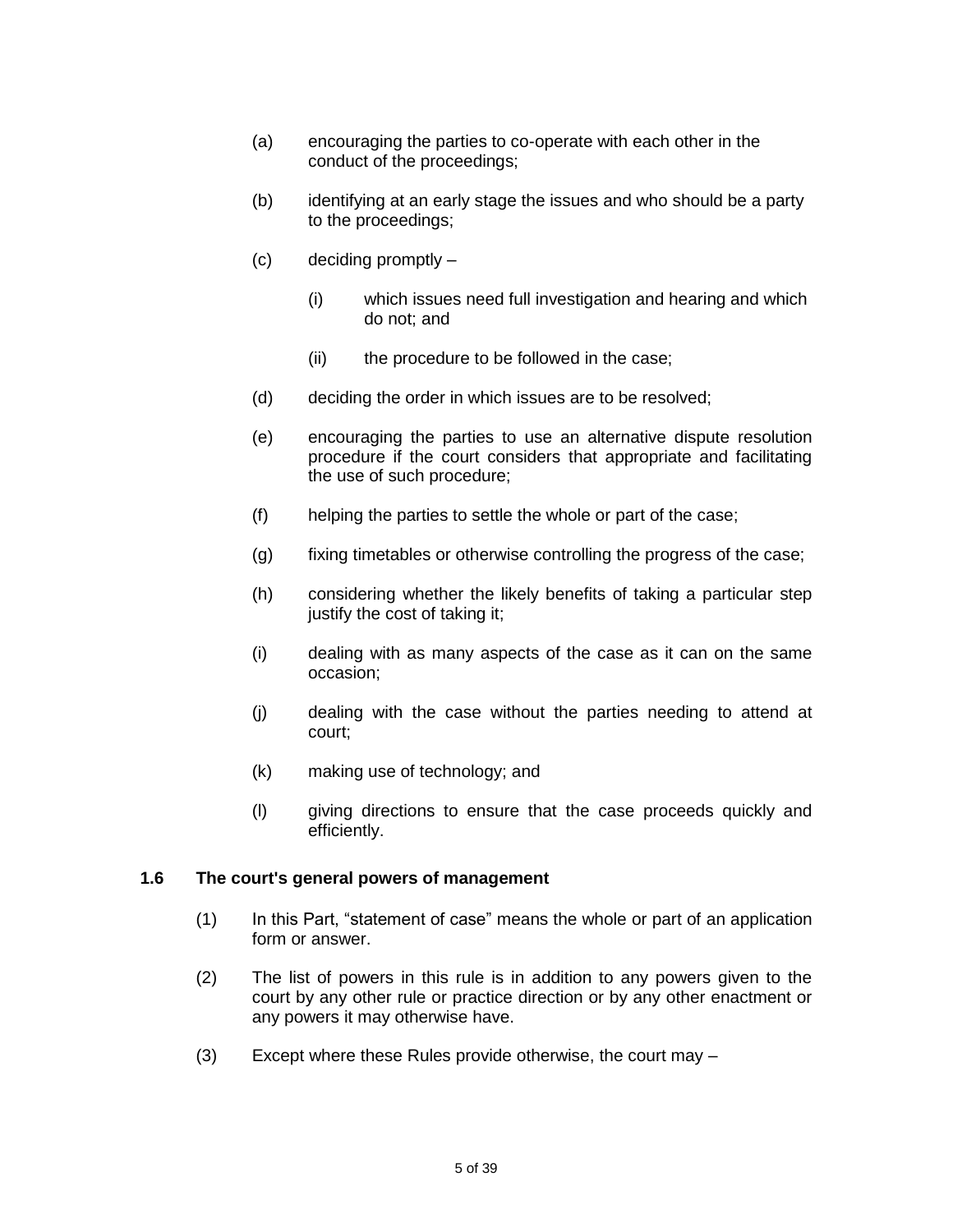(a) encouraging the parties to co-operate with each other in the conduct of the proceedings;

(b) identifying at an early stage the issues and who should be a party to the proceedings;

(c) deciding promptly –

  (i) which issues need full investigation and hearing and which do not; and

  (ii) the procedure to be followed in the case;

(d) deciding the order in which issues are to be resolved;

(e) encouraging the parties to use an alternative dispute resolution procedure if the court considers that appropriate and facilitating the use of such procedure;

(f) helping the parties to settle the whole or part of the case;

(g) fixing timetables or otherwise controlling the progress of the case;

(h) considering whether the likely benefits of taking a particular step justify the cost of taking it;

(i) dealing with as many aspects of the case as it can on the same occasion;

(j) dealing with the case without the parties needing to attend at court;

(k) making use of technology; and

(l) giving directions to ensure that the case proceeds quickly and efficiently.

### 1.6 The court's general powers of management

(1) In this Part, "statement of case" means the whole or part of an application form or answer.

(2) The list of powers in this rule is in addition to any powers given to the court by any other rule or practice direction or by any other enactment or any powers it may otherwise have.

(3) Except where these Rules provide otherwise, the court may –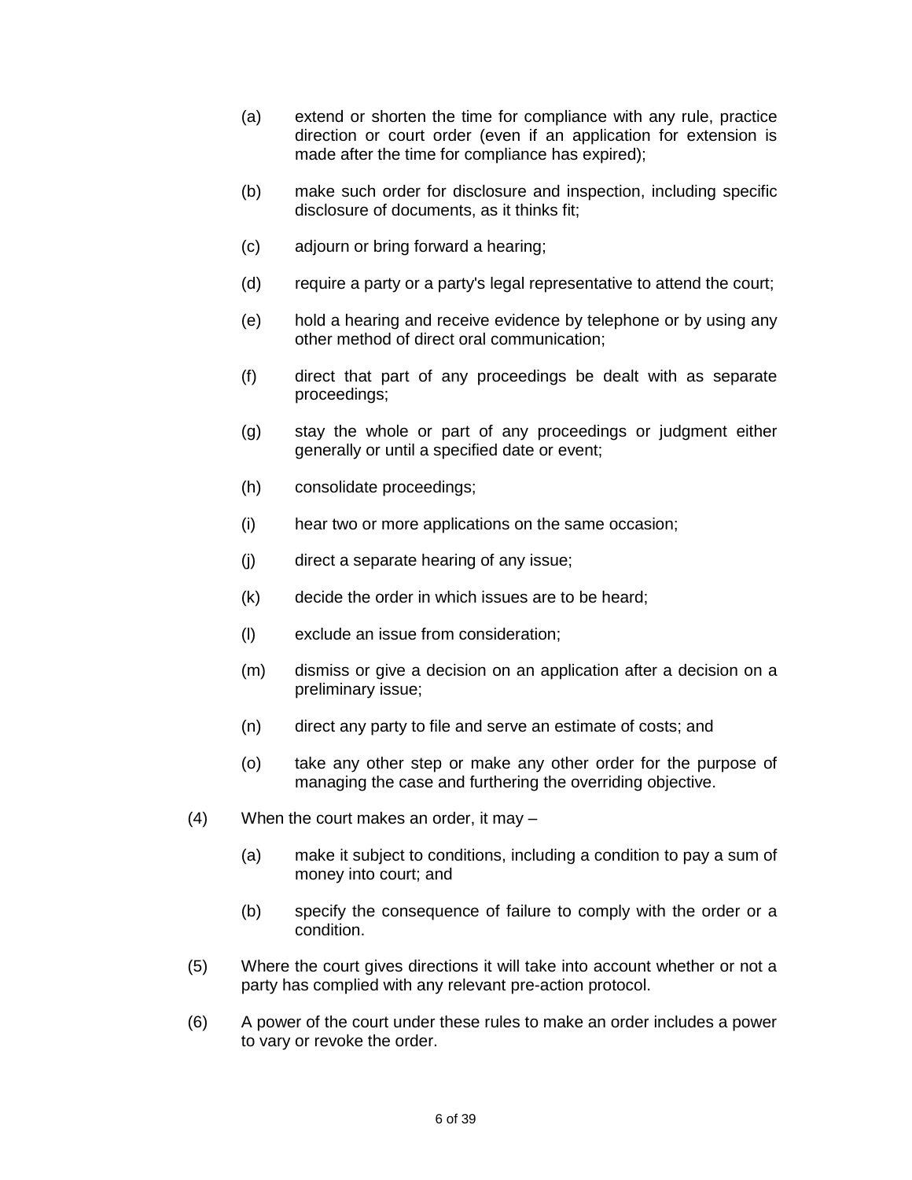(a) extend or shorten the time for compliance with any rule, practice direction or court order (even if an application for extension is made after the time for compliance has expired);

(b) make such order for disclosure and inspection, including specific disclosure of documents, as it thinks fit;

(c) adjourn or bring forward a hearing;

(d) require a party or a party's legal representative to attend the court;

(e) hold a hearing and receive evidence by telephone or by using any other method of direct oral communication;

(f) direct that part of any proceedings be dealt with as separate proceedings;

(g) stay the whole or part of any proceedings or judgment either generally or until a specified date or event;

(h) consolidate proceedings;

(i) hear two or more applications on the same occasion;

(j) direct a separate hearing of any issue;

(k) decide the order in which issues are to be heard;

(l) exclude an issue from consideration;

(m) dismiss or give a decision on an application after a decision on a preliminary issue;

(n) direct any party to file and serve an estimate of costs; and

(o) take any other step or make any other order for the purpose of managing the case and furthering the overriding objective.

(4) When the court makes an order, it may –

(a) make it subject to conditions, including a condition to pay a sum of money into court; and

(b) specify the consequence of failure to comply with the order or a condition.

(5) Where the court gives directions it will take into account whether or not a party has complied with any relevant pre-action protocol.

(6) A power of the court under these rules to make an order includes a power to vary or revoke the order.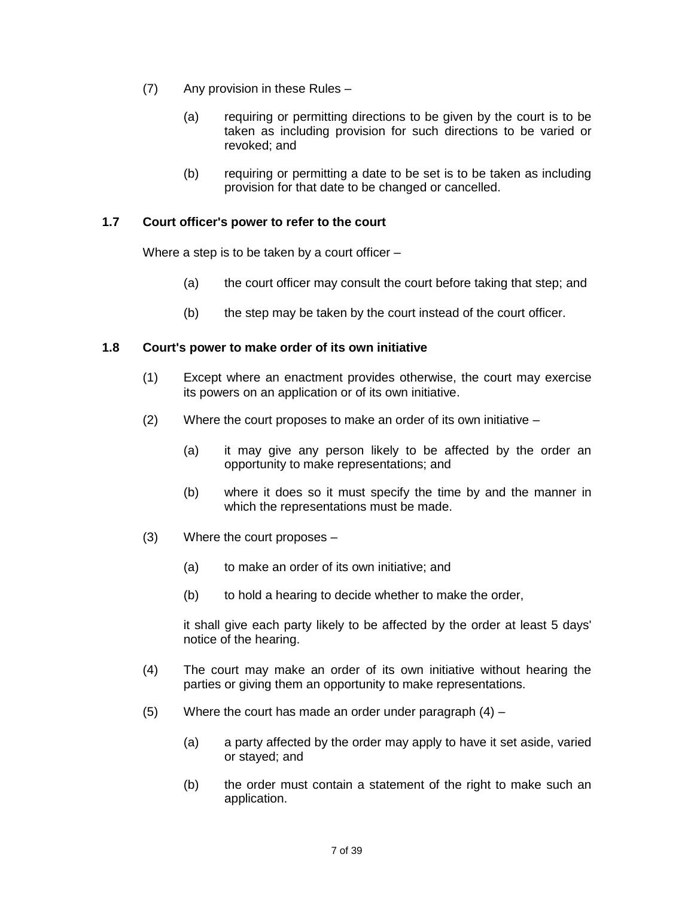(7) Any provision in these Rules –

(a) requiring or permitting directions to be given by the court is to be taken as including provision for such directions to be varied or revoked; and

(b) requiring or permitting a date to be set is to be taken as including provision for that date to be changed or cancelled.

### 1.7 Court officer's power to refer to the court

Where a step is to be taken by a court officer –

(a) the court officer may consult the court before taking that step; and

(b) the step may be taken by the court instead of the court officer.

### 1.8 Court's power to make order of its own initiative

(1) Except where an enactment provides otherwise, the court may exercise its powers on an application or of its own initiative.

(2) Where the court proposes to make an order of its own initiative –

(a) it may give any person likely to be affected by the order an opportunity to make representations; and

(b) where it does so it must specify the time by and the manner in which the representations must be made.

(3) Where the court proposes –

(a) to make an order of its own initiative; and

(b) to hold a hearing to decide whether to make the order,

it shall give each party likely to be affected by the order at least 5 days' notice of the hearing.

(4) The court may make an order of its own initiative without hearing the parties or giving them an opportunity to make representations.

(5) Where the court has made an order under paragraph (4) –

(a) a party affected by the order may apply to have it set aside, varied or stayed; and

(b) the order must contain a statement of the right to make such an application.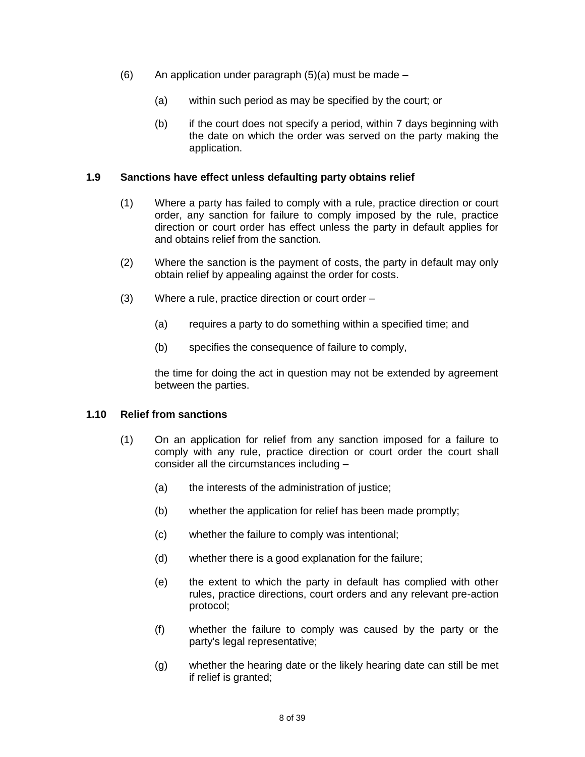(6) An application under paragraph (5)(a) must be made –

  (a) within such period as may be specified by the court; or

  (b) if the court does not specify a period, within 7 days beginning with the date on which the order was served on the party making the application.

### 1.9 Sanctions have effect unless defaulting party obtains relief

(1) Where a party has failed to comply with a rule, practice direction or court order, any sanction for failure to comply imposed by the rule, practice direction or court order has effect unless the party in default applies for and obtains relief from the sanction.

(2) Where the sanction is the payment of costs, the party in default may only obtain relief by appealing against the order for costs.

(3) Where a rule, practice direction or court order –

  (a) requires a party to do something within a specified time; and

  (b) specifies the consequence of failure to comply,

  the time for doing the act in question may not be extended by agreement between the parties.

### 1.10 Relief from sanctions

(1) On an application for relief from any sanction imposed for a failure to comply with any rule, practice direction or court order the court shall consider all the circumstances including –

  (a) the interests of the administration of justice;

  (b) whether the application for relief has been made promptly;

  (c) whether the failure to comply was intentional;

  (d) whether there is a good explanation for the failure;

  (e) the extent to which the party in default has complied with other rules, practice directions, court orders and any relevant pre-action protocol;

  (f) whether the failure to comply was caused by the party or the party's legal representative;

  (g) whether the hearing date or the likely hearing date can still be met if relief is granted;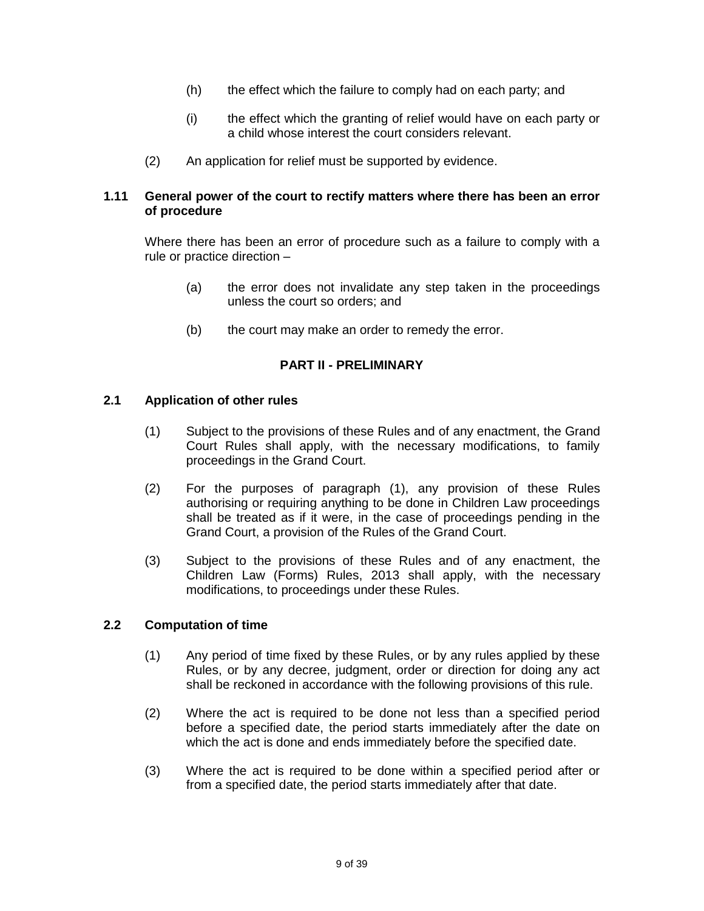(h) the effect which the failure to comply had on each party; and

(i) the effect which the granting of relief would have on each party or a child whose interest the court considers relevant.

(2) An application for relief must be supported by evidence.

**1.11 General power of the court to rectify matters where there has been an error of procedure**

Where there has been an error of procedure such as a failure to comply with a rule or practice direction –

(a) the error does not invalidate any step taken in the proceedings unless the court so orders; and

(b) the court may make an order to remedy the error.

## PART II - PRELIMINARY

**2.1 Application of other rules**

(1) Subject to the provisions of these Rules and of any enactment, the Grand Court Rules shall apply, with the necessary modifications, to family proceedings in the Grand Court.

(2) For the purposes of paragraph (1), any provision of these Rules authorising or requiring anything to be done in Children Law proceedings shall be treated as if it were, in the case of proceedings pending in the Grand Court, a provision of the Rules of the Grand Court.

(3) Subject to the provisions of these Rules and of any enactment, the Children Law (Forms) Rules, 2013 shall apply, with the necessary modifications, to proceedings under these Rules.

**2.2 Computation of time**

(1) Any period of time fixed by these Rules, or by any rules applied by these Rules, or by any decree, judgment, order or direction for doing any act shall be reckoned in accordance with the following provisions of this rule.

(2) Where the act is required to be done not less than a specified period before a specified date, the period starts immediately after the date on which the act is done and ends immediately before the specified date.

(3) Where the act is required to be done within a specified period after or from a specified date, the period starts immediately after that date.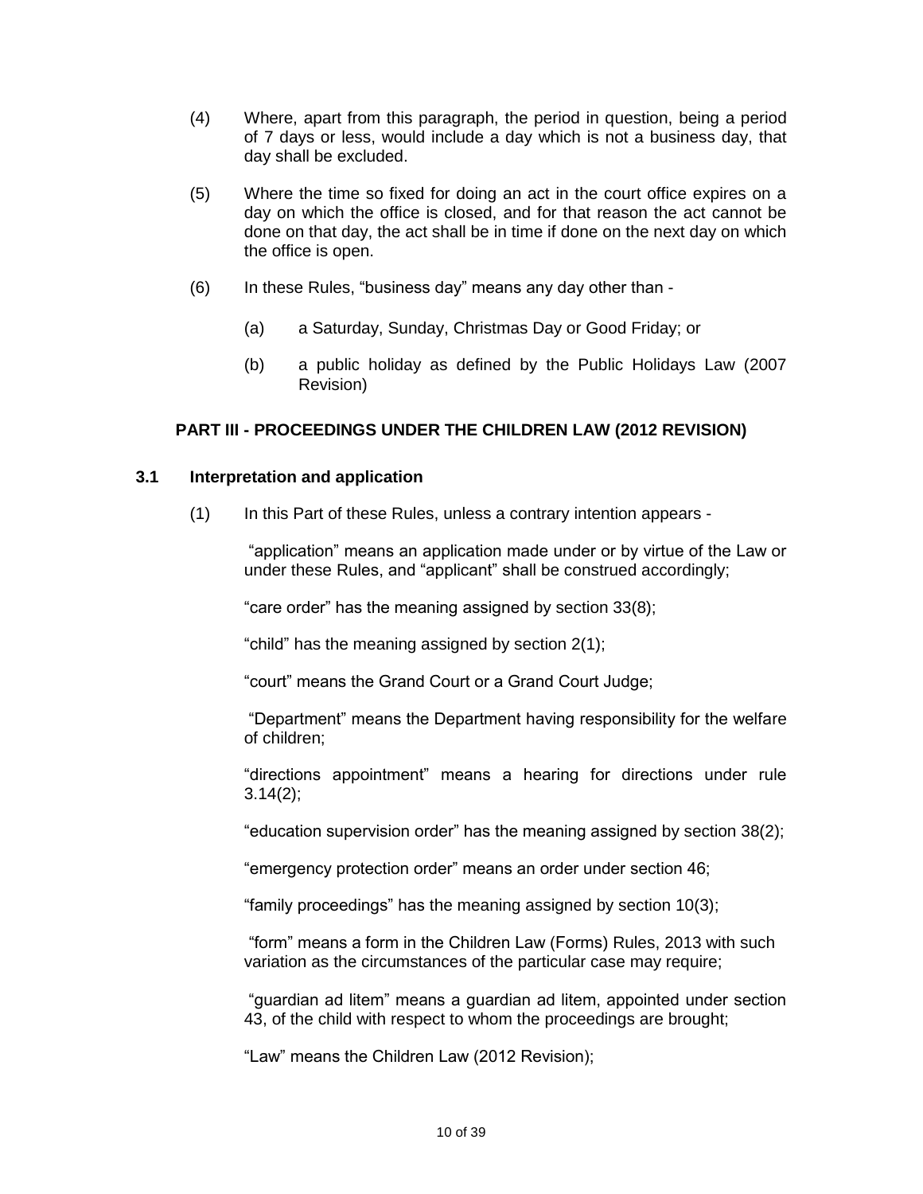(4) Where, apart from this paragraph, the period in question, being a period of 7 days or less, would include a day which is not a business day, that day shall be excluded.

(5) Where the time so fixed for doing an act in the court office expires on a day on which the office is closed, and for that reason the act cannot be done on that day, the act shall be in time if done on the next day on which the office is open.

(6) In these Rules, "business day" means any day other than -

(a) a Saturday, Sunday, Christmas Day or Good Friday; or

(b) a public holiday as defined by the Public Holidays Law (2007 Revision)

## PART III - PROCEEDINGS UNDER THE CHILDREN LAW (2012 REVISION)

### 3.1 Interpretation and application

(1) In this Part of these Rules, unless a contrary intention appears -

"application" means an application made under or by virtue of the Law or under these Rules, and "applicant" shall be construed accordingly;

"care order" has the meaning assigned by section 33(8);

"child" has the meaning assigned by section 2(1);

"court" means the Grand Court or a Grand Court Judge;

"Department" means the Department having responsibility for the welfare of children;

"directions appointment" means a hearing for directions under rule 3.14(2);

"education supervision order" has the meaning assigned by section 38(2);

"emergency protection order" means an order under section 46;

"family proceedings" has the meaning assigned by section 10(3);

"form" means a form in the Children Law (Forms) Rules, 2013 with such variation as the circumstances of the particular case may require;

"guardian ad litem" means a guardian ad litem, appointed under section 43, of the child with respect to whom the proceedings are brought;

"Law" means the Children Law (2012 Revision);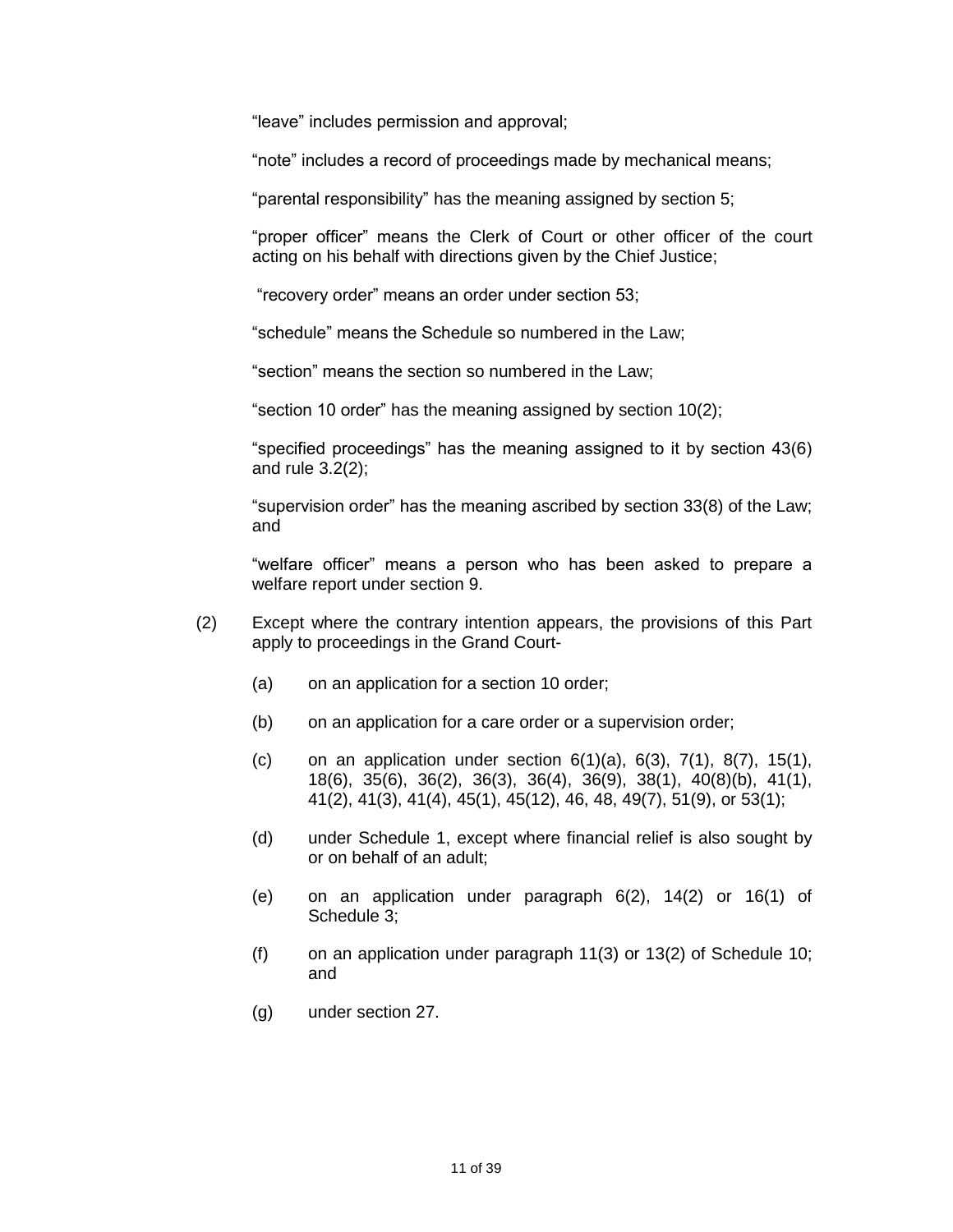"leave" includes permission and approval;

"note" includes a record of proceedings made by mechanical means;

"parental responsibility" has the meaning assigned by section 5;

"proper officer" means the Clerk of Court or other officer of the court acting on his behalf with directions given by the Chief Justice;

"recovery order" means an order under section 53;

"schedule" means the Schedule so numbered in the Law;

"section" means the section so numbered in the Law;

"section 10 order" has the meaning assigned by section 10(2);

"specified proceedings" has the meaning assigned to it by section 43(6) and rule 3.2(2);

"supervision order" has the meaning ascribed by section 33(8) of the Law; and

"welfare officer" means a person who has been asked to prepare a welfare report under section 9.

(2) Except where the contrary intention appears, the provisions of this Part apply to proceedings in the Grand Court-

(a) on an application for a section 10 order;

(b) on an application for a care order or a supervision order;

(c) on an application under section 6(1)(a), 6(3), 7(1), 8(7), 15(1), 18(6), 35(6), 36(2), 36(3), 36(4), 36(9), 38(1), 40(8)(b), 41(1), 41(2), 41(3), 41(4), 45(1), 45(12), 46, 48, 49(7), 51(9), or 53(1);

(d) under Schedule 1, except where financial relief is also sought by or on behalf of an adult;

(e) on an application under paragraph 6(2), 14(2) or 16(1) of Schedule 3;

(f) on an application under paragraph 11(3) or 13(2) of Schedule 10; and

(g) under section 27.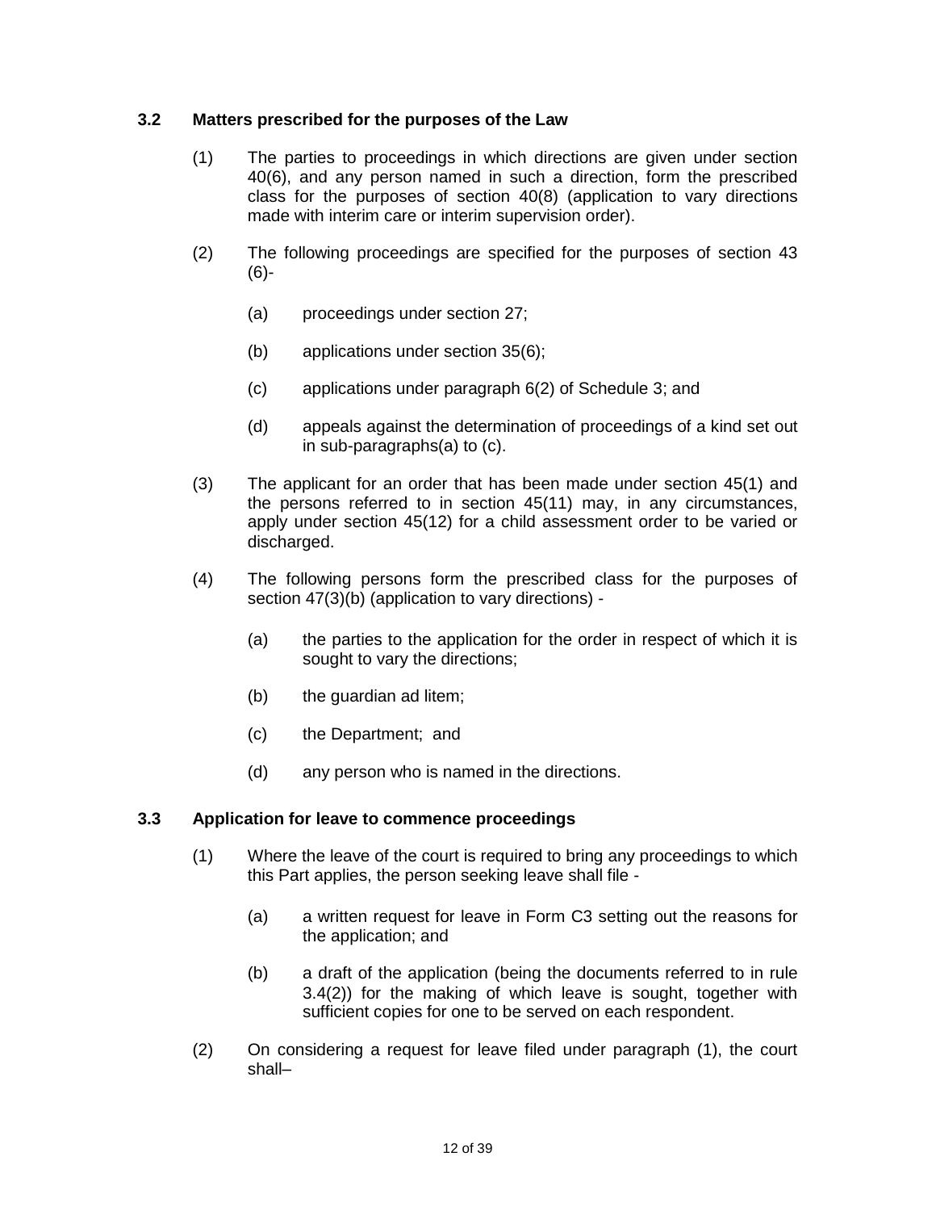### 3.2 Matters prescribed for the purposes of the Law

(1) The parties to proceedings in which directions are given under section 40(6), and any person named in such a direction, form the prescribed class for the purposes of section 40(8) (application to vary directions made with interim care or interim supervision order).

(2) The following proceedings are specified for the purposes of section 43 (6)-

(a) proceedings under section 27;

(b) applications under section 35(6);

(c) applications under paragraph 6(2) of Schedule 3; and

(d) appeals against the determination of proceedings of a kind set out in sub-paragraphs(a) to (c).

(3) The applicant for an order that has been made under section 45(1) and the persons referred to in section 45(11) may, in any circumstances, apply under section 45(12) for a child assessment order to be varied or discharged.

(4) The following persons form the prescribed class for the purposes of section 47(3)(b) (application to vary directions) -

(a) the parties to the application for the order in respect of which it is sought to vary the directions;

(b) the guardian ad litem;

(c) the Department; and

(d) any person who is named in the directions.

### 3.3 Application for leave to commence proceedings

(1) Where the leave of the court is required to bring any proceedings to which this Part applies, the person seeking leave shall file -

(a) a written request for leave in Form C3 setting out the reasons for the application; and

(b) a draft of the application (being the documents referred to in rule 3.4(2)) for the making of which leave is sought, together with sufficient copies for one to be served on each respondent.

(2) On considering a request for leave filed under paragraph (1), the court shall–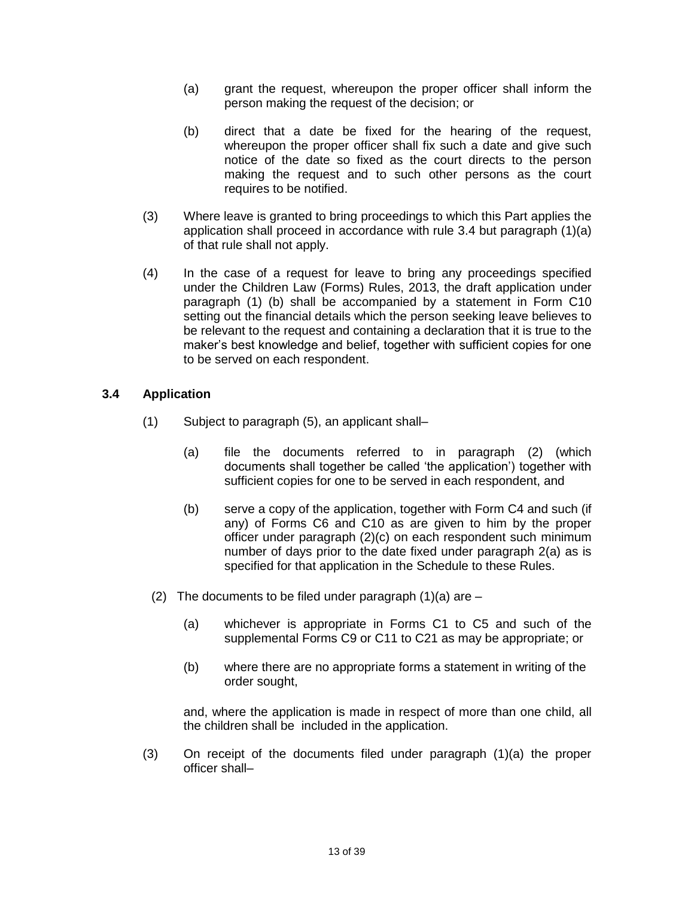(a) grant the request, whereupon the proper officer shall inform the person making the request of the decision; or

(b) direct that a date be fixed for the hearing of the request, whereupon the proper officer shall fix such a date and give such notice of the date so fixed as the court directs to the person making the request and to such other persons as the court requires to be notified.

(3) Where leave is granted to bring proceedings to which this Part applies the application shall proceed in accordance with rule 3.4 but paragraph (1)(a) of that rule shall not apply.

(4) In the case of a request for leave to bring any proceedings specified under the Children Law (Forms) Rules, 2013, the draft application under paragraph (1) (b) shall be accompanied by a statement in Form C10 setting out the financial details which the person seeking leave believes to be relevant to the request and containing a declaration that it is true to the maker's best knowledge and belief, together with sufficient copies for one to be served on each respondent.

### 3.4 Application

(1) Subject to paragraph (5), an applicant shall–

(a) file the documents referred to in paragraph (2) (which documents shall together be called 'the application') together with sufficient copies for one to be served in each respondent, and

(b) serve a copy of the application, together with Form C4 and such (if any) of Forms C6 and C10 as are given to him by the proper officer under paragraph (2)(c) on each respondent such minimum number of days prior to the date fixed under paragraph 2(a) as is specified for that application in the Schedule to these Rules.

(2) The documents to be filed under paragraph (1)(a) are –

(a) whichever is appropriate in Forms C1 to C5 and such of the supplemental Forms C9 or C11 to C21 as may be appropriate; or

(b) where there are no appropriate forms a statement in writing of the order sought,

and, where the application is made in respect of more than one child, all the children shall be included in the application.

(3) On receipt of the documents filed under paragraph (1)(a) the proper officer shall–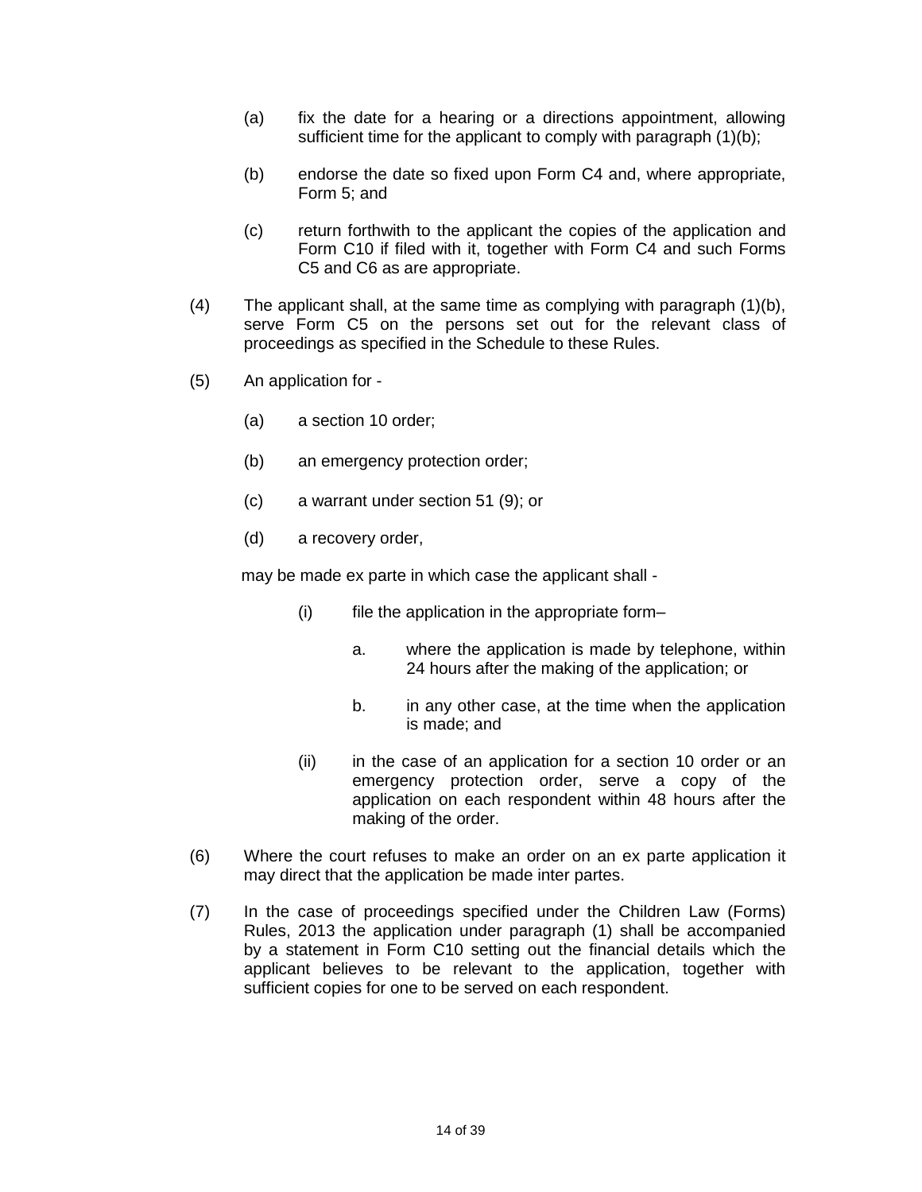(a) fix the date for a hearing or a directions appointment, allowing sufficient time for the applicant to comply with paragraph (1)(b);

(b) endorse the date so fixed upon Form C4 and, where appropriate, Form 5; and

(c) return forthwith to the applicant the copies of the application and Form C10 if filed with it, together with Form C4 and such Forms C5 and C6 as are appropriate.

(4) The applicant shall, at the same time as complying with paragraph (1)(b), serve Form C5 on the persons set out for the relevant class of proceedings as specified in the Schedule to these Rules.

(5) An application for -

(a) a section 10 order;

(b) an emergency protection order;

(c) a warrant under section 51 (9); or

(d) a recovery order,

may be made ex parte in which case the applicant shall -

(i) file the application in the appropriate form–

a. where the application is made by telephone, within 24 hours after the making of the application; or

b. in any other case, at the time when the application is made; and

(ii) in the case of an application for a section 10 order or an emergency protection order, serve a copy of the application on each respondent within 48 hours after the making of the order.

(6) Where the court refuses to make an order on an ex parte application it may direct that the application be made inter partes.

(7) In the case of proceedings specified under the Children Law (Forms) Rules, 2013 the application under paragraph (1) shall be accompanied by a statement in Form C10 setting out the financial details which the applicant believes to be relevant to the application, together with sufficient copies for one to be served on each respondent.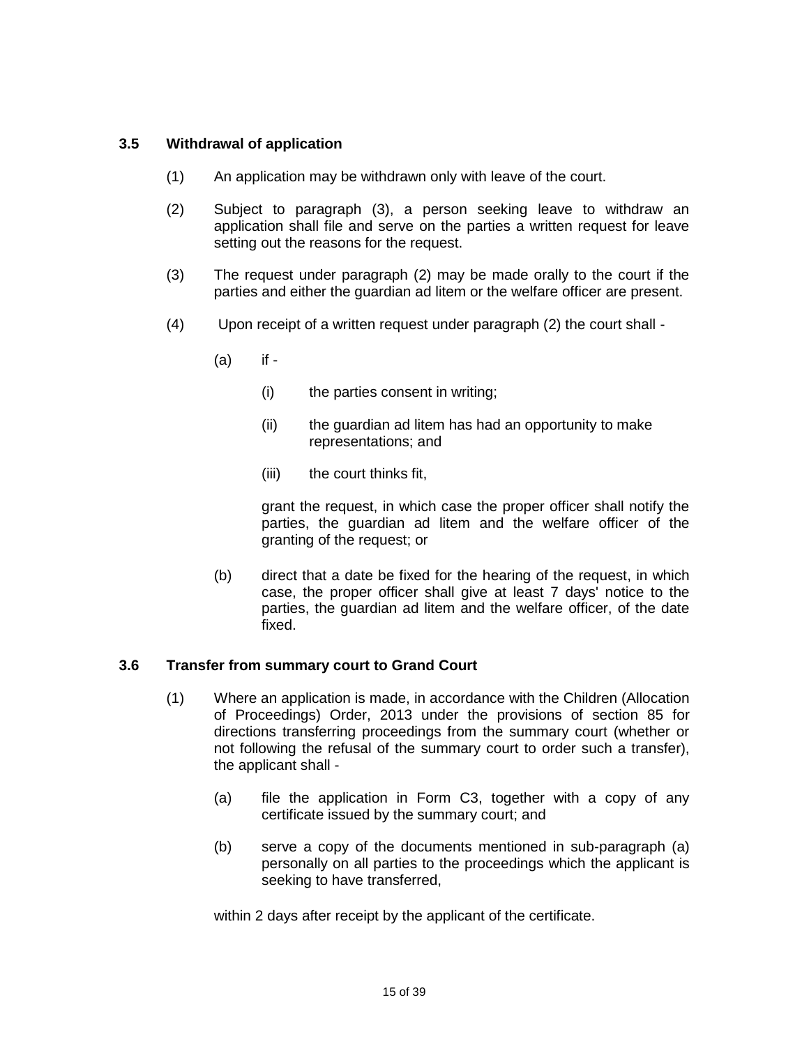### 3.5 Withdrawal of application

(1) An application may be withdrawn only with leave of the court.

(2) Subject to paragraph (3), a person seeking leave to withdraw an application shall file and serve on the parties a written request for leave setting out the reasons for the request.

(3) The request under paragraph (2) may be made orally to the court if the parties and either the guardian ad litem or the welfare officer are present.

(4) Upon receipt of a written request under paragraph (2) the court shall -

(a) if -

(i) the parties consent in writing;

(ii) the guardian ad litem has had an opportunity to make representations; and

(iii) the court thinks fit,

grant the request, in which case the proper officer shall notify the parties, the guardian ad litem and the welfare officer of the granting of the request; or

(b) direct that a date be fixed for the hearing of the request, in which case, the proper officer shall give at least 7 days' notice to the parties, the guardian ad litem and the welfare officer, of the date fixed.

### 3.6 Transfer from summary court to Grand Court

(1) Where an application is made, in accordance with the Children (Allocation of Proceedings) Order, 2013 under the provisions of section 85 for directions transferring proceedings from the summary court (whether or not following the refusal of the summary court to order such a transfer), the applicant shall -

(a) file the application in Form C3, together with a copy of any certificate issued by the summary court; and

(b) serve a copy of the documents mentioned in sub-paragraph (a) personally on all parties to the proceedings which the applicant is seeking to have transferred,

within 2 days after receipt by the applicant of the certificate.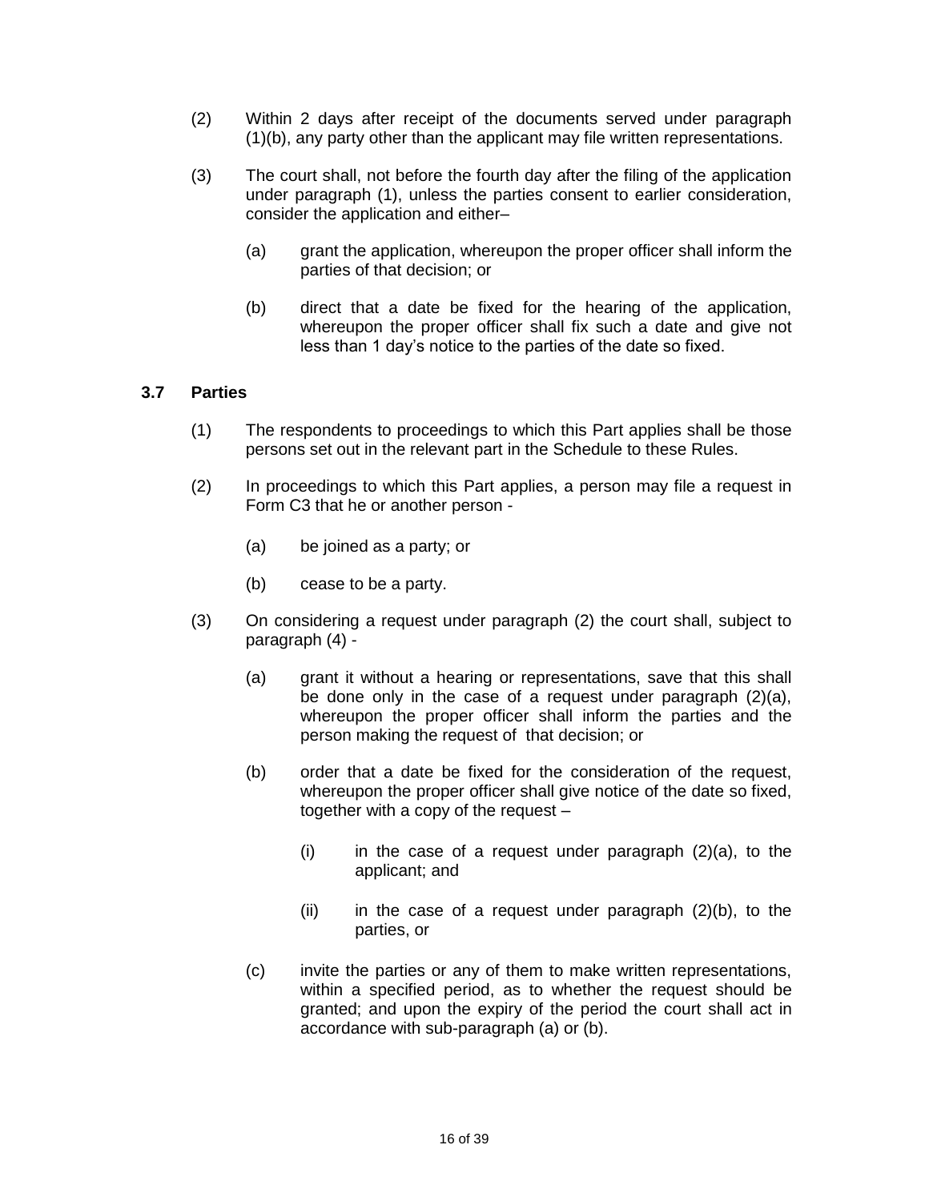(2) Within 2 days after receipt of the documents served under paragraph (1)(b), any party other than the applicant may file written representations.

(3) The court shall, not before the fourth day after the filing of the application under paragraph (1), unless the parties consent to earlier consideration, consider the application and either–

(a) grant the application, whereupon the proper officer shall inform the parties of that decision; or

(b) direct that a date be fixed for the hearing of the application, whereupon the proper officer shall fix such a date and give not less than 1 day's notice to the parties of the date so fixed.

### 3.7 Parties

(1) The respondents to proceedings to which this Part applies shall be those persons set out in the relevant part in the Schedule to these Rules.

(2) In proceedings to which this Part applies, a person may file a request in Form C3 that he or another person -

(a) be joined as a party; or

(b) cease to be a party.

(3) On considering a request under paragraph (2) the court shall, subject to paragraph (4) -

(a) grant it without a hearing or representations, save that this shall be done only in the case of a request under paragraph (2)(a), whereupon the proper officer shall inform the parties and the person making the request of that decision; or

(b) order that a date be fixed for the consideration of the request, whereupon the proper officer shall give notice of the date so fixed, together with a copy of the request –

(i) in the case of a request under paragraph (2)(a), to the applicant; and

(ii) in the case of a request under paragraph (2)(b), to the parties, or

(c) invite the parties or any of them to make written representations, within a specified period, as to whether the request should be granted; and upon the expiry of the period the court shall act in accordance with sub-paragraph (a) or (b).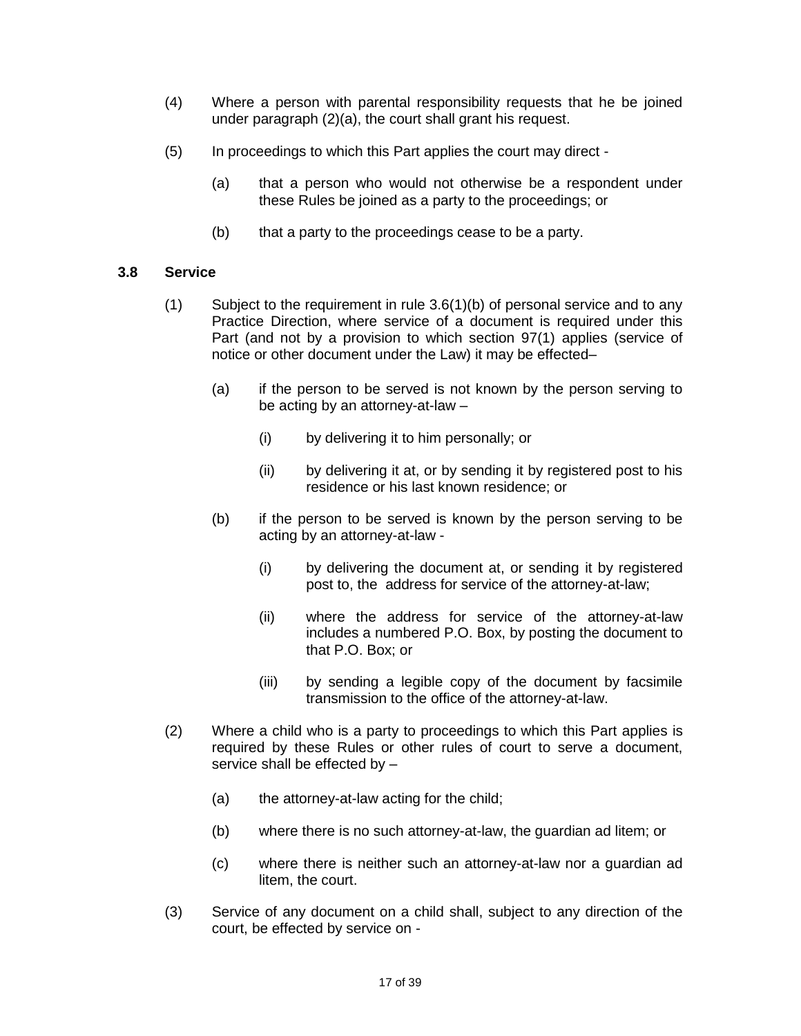(4) Where a person with parental responsibility requests that he be joined under paragraph (2)(a), the court shall grant his request.

(5) In proceedings to which this Part applies the court may direct -

(a) that a person who would not otherwise be a respondent under these Rules be joined as a party to the proceedings; or

(b) that a party to the proceedings cease to be a party.

### 3.8 Service

(1) Subject to the requirement in rule 3.6(1)(b) of personal service and to any Practice Direction, where service of a document is required under this Part (and not by a provision to which section 97(1) applies (service of notice or other document under the Law) it may be effected–

(a) if the person to be served is not known by the person serving to be acting by an attorney-at-law –

(i) by delivering it to him personally; or

(ii) by delivering it at, or by sending it by registered post to his residence or his last known residence; or

(b) if the person to be served is known by the person serving to be acting by an attorney-at-law -

(i) by delivering the document at, or sending it by registered post to, the address for service of the attorney-at-law;

(ii) where the address for service of the attorney-at-law includes a numbered P.O. Box, by posting the document to that P.O. Box; or

(iii) by sending a legible copy of the document by facsimile transmission to the office of the attorney-at-law.

(2) Where a child who is a party to proceedings to which this Part applies is required by these Rules or other rules of court to serve a document, service shall be effected by –

(a) the attorney-at-law acting for the child;

(b) where there is no such attorney-at-law, the guardian ad litem; or

(c) where there is neither such an attorney-at-law nor a guardian ad litem, the court.

(3) Service of any document on a child shall, subject to any direction of the court, be effected by service on -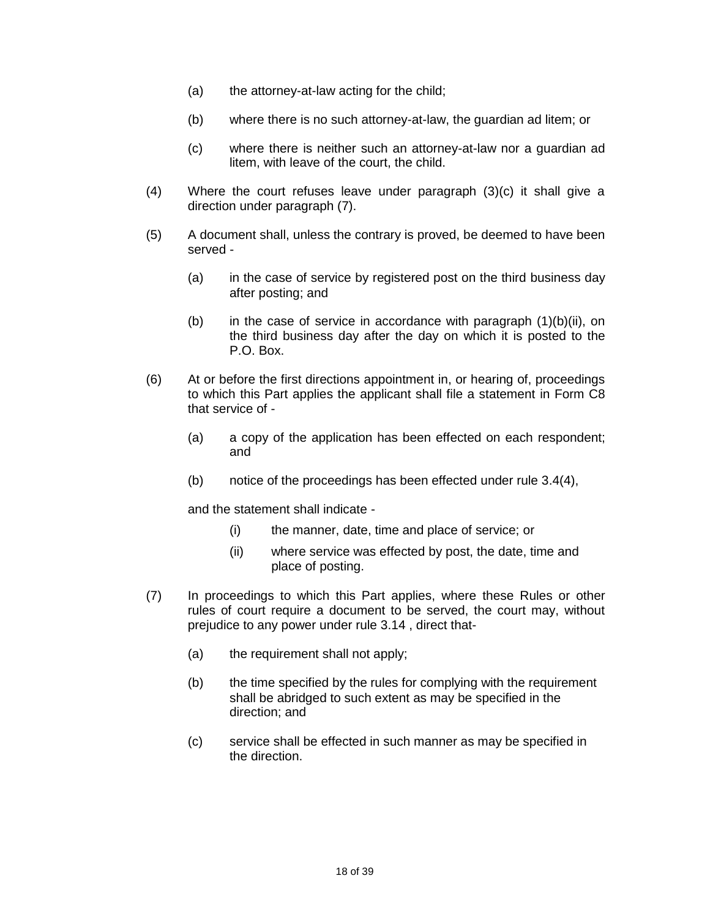(a) the attorney-at-law acting for the child;

(b) where there is no such attorney-at-law, the guardian ad litem; or

(c) where there is neither such an attorney-at-law nor a guardian ad litem, with leave of the court, the child.

(4) Where the court refuses leave under paragraph (3)(c) it shall give a direction under paragraph (7).

(5) A document shall, unless the contrary is proved, be deemed to have been served -

(a) in the case of service by registered post on the third business day after posting; and

(b) in the case of service in accordance with paragraph (1)(b)(ii), on the third business day after the day on which it is posted to the P.O. Box.

(6) At or before the first directions appointment in, or hearing of, proceedings to which this Part applies the applicant shall file a statement in Form C8 that service of -

(a) a copy of the application has been effected on each respondent; and

(b) notice of the proceedings has been effected under rule 3.4(4),

and the statement shall indicate -

(i) the manner, date, time and place of service; or

(ii) where service was effected by post, the date, time and place of posting.

(7) In proceedings to which this Part applies, where these Rules or other rules of court require a document to be served, the court may, without prejudice to any power under rule 3.14 , direct that-

(a) the requirement shall not apply;

(b) the time specified by the rules for complying with the requirement shall be abridged to such extent as may be specified in the direction; and

(c) service shall be effected in such manner as may be specified in the direction.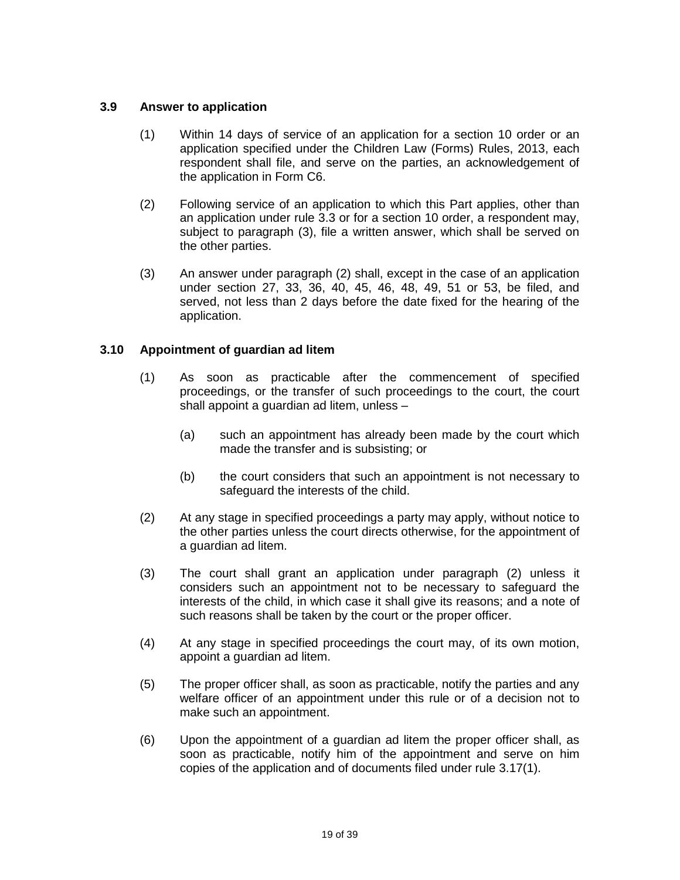### 3.9 Answer to application

(1) Within 14 days of service of an application for a section 10 order or an application specified under the Children Law (Forms) Rules, 2013, each respondent shall file, and serve on the parties, an acknowledgement of the application in Form C6.

(2) Following service of an application to which this Part applies, other than an application under rule 3.3 or for a section 10 order, a respondent may, subject to paragraph (3), file a written answer, which shall be served on the other parties.

(3) An answer under paragraph (2) shall, except in the case of an application under section 27, 33, 36, 40, 45, 46, 48, 49, 51 or 53, be filed, and served, not less than 2 days before the date fixed for the hearing of the application.

### 3.10 Appointment of guardian ad litem

(1) As soon as practicable after the commencement of specified proceedings, or the transfer of such proceedings to the court, the court shall appoint a guardian ad litem, unless –

(a) such an appointment has already been made by the court which made the transfer and is subsisting; or

(b) the court considers that such an appointment is not necessary to safeguard the interests of the child.

(2) At any stage in specified proceedings a party may apply, without notice to the other parties unless the court directs otherwise, for the appointment of a guardian ad litem.

(3) The court shall grant an application under paragraph (2) unless it considers such an appointment not to be necessary to safeguard the interests of the child, in which case it shall give its reasons; and a note of such reasons shall be taken by the court or the proper officer.

(4) At any stage in specified proceedings the court may, of its own motion, appoint a guardian ad litem.

(5) The proper officer shall, as soon as practicable, notify the parties and any welfare officer of an appointment under this rule or of a decision not to make such an appointment.

(6) Upon the appointment of a guardian ad litem the proper officer shall, as soon as practicable, notify him of the appointment and serve on him copies of the application and of documents filed under rule 3.17(1).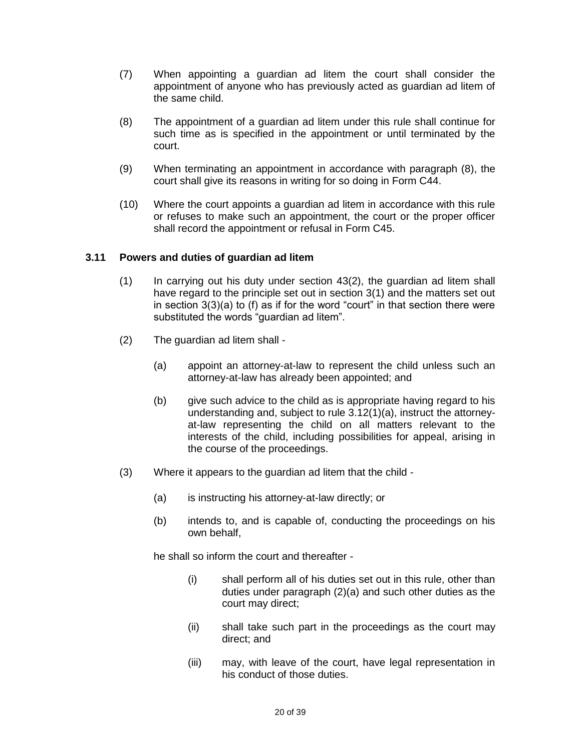(7) When appointing a guardian ad litem the court shall consider the appointment of anyone who has previously acted as guardian ad litem of the same child.

(8) The appointment of a guardian ad litem under this rule shall continue for such time as is specified in the appointment or until terminated by the court.

(9) When terminating an appointment in accordance with paragraph (8), the court shall give its reasons in writing for so doing in Form C44.

(10) Where the court appoints a guardian ad litem in accordance with this rule or refuses to make such an appointment, the court or the proper officer shall record the appointment or refusal in Form C45.

### 3.11 Powers and duties of guardian ad litem

(1) In carrying out his duty under section 43(2), the guardian ad litem shall have regard to the principle set out in section 3(1) and the matters set out in section 3(3)(a) to (f) as if for the word "court" in that section there were substituted the words "guardian ad litem".

(2) The guardian ad litem shall -

(a) appoint an attorney-at-law to represent the child unless such an attorney-at-law has already been appointed; and

(b) give such advice to the child as is appropriate having regard to his understanding and, subject to rule 3.12(1)(a), instruct the attorney-at-law representing the child on all matters relevant to the interests of the child, including possibilities for appeal, arising in the course of the proceedings.

(3) Where it appears to the guardian ad litem that the child -

(a) is instructing his attorney-at-law directly; or

(b) intends to, and is capable of, conducting the proceedings on his own behalf,

he shall so inform the court and thereafter -

(i) shall perform all of his duties set out in this rule, other than duties under paragraph (2)(a) and such other duties as the court may direct;

(ii) shall take such part in the proceedings as the court may direct; and

(iii) may, with leave of the court, have legal representation in his conduct of those duties.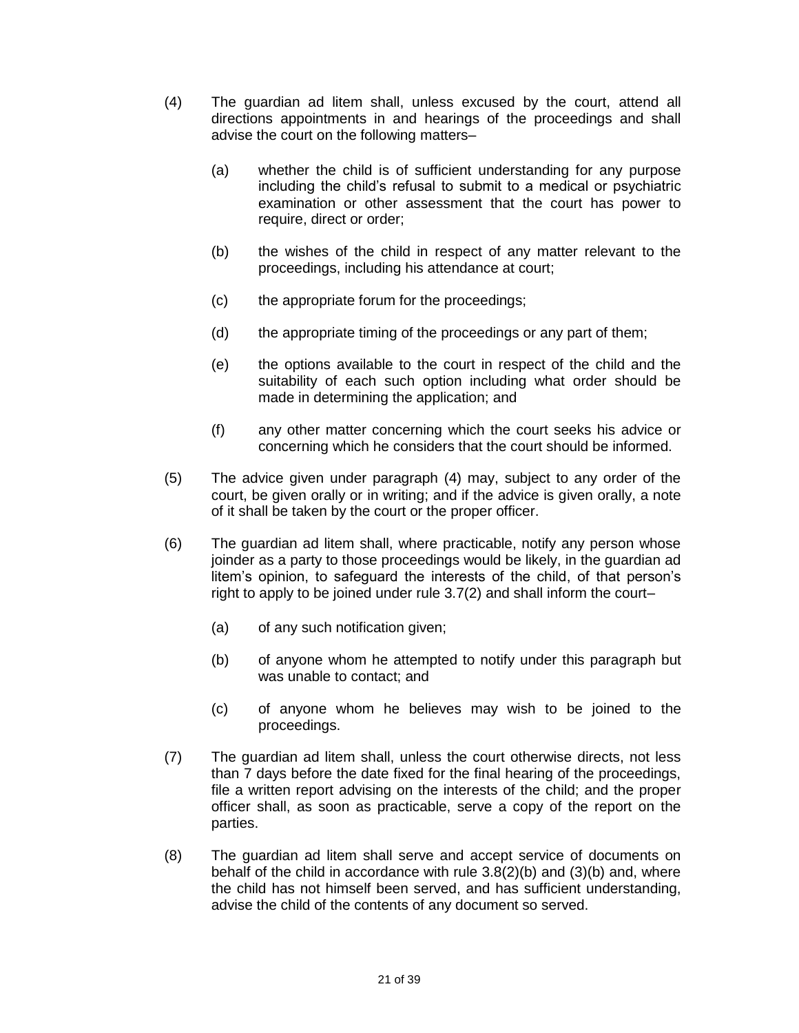(4) The guardian ad litem shall, unless excused by the court, attend all directions appointments in and hearings of the proceedings and shall advise the court on the following matters–

  (a) whether the child is of sufficient understanding for any purpose including the child's refusal to submit to a medical or psychiatric examination or other assessment that the court has power to require, direct or order;

  (b) the wishes of the child in respect of any matter relevant to the proceedings, including his attendance at court;

  (c) the appropriate forum for the proceedings;

  (d) the appropriate timing of the proceedings or any part of them;

  (e) the options available to the court in respect of the child and the suitability of each such option including what order should be made in determining the application; and

  (f) any other matter concerning which the court seeks his advice or concerning which he considers that the court should be informed.

(5) The advice given under paragraph (4) may, subject to any order of the court, be given orally or in writing; and if the advice is given orally, a note of it shall be taken by the court or the proper officer.

(6) The guardian ad litem shall, where practicable, notify any person whose joinder as a party to those proceedings would be likely, in the guardian ad litem's opinion, to safeguard the interests of the child, of that person's right to apply to be joined under rule 3.7(2) and shall inform the court–

  (a) of any such notification given;

  (b) of anyone whom he attempted to notify under this paragraph but was unable to contact; and

  (c) of anyone whom he believes may wish to be joined to the proceedings.

(7) The guardian ad litem shall, unless the court otherwise directs, not less than 7 days before the date fixed for the final hearing of the proceedings, file a written report advising on the interests of the child; and the proper officer shall, as soon as practicable, serve a copy of the report on the parties.

(8) The guardian ad litem shall serve and accept service of documents on behalf of the child in accordance with rule 3.8(2)(b) and (3)(b) and, where the child has not himself been served, and has sufficient understanding, advise the child of the contents of any document so served.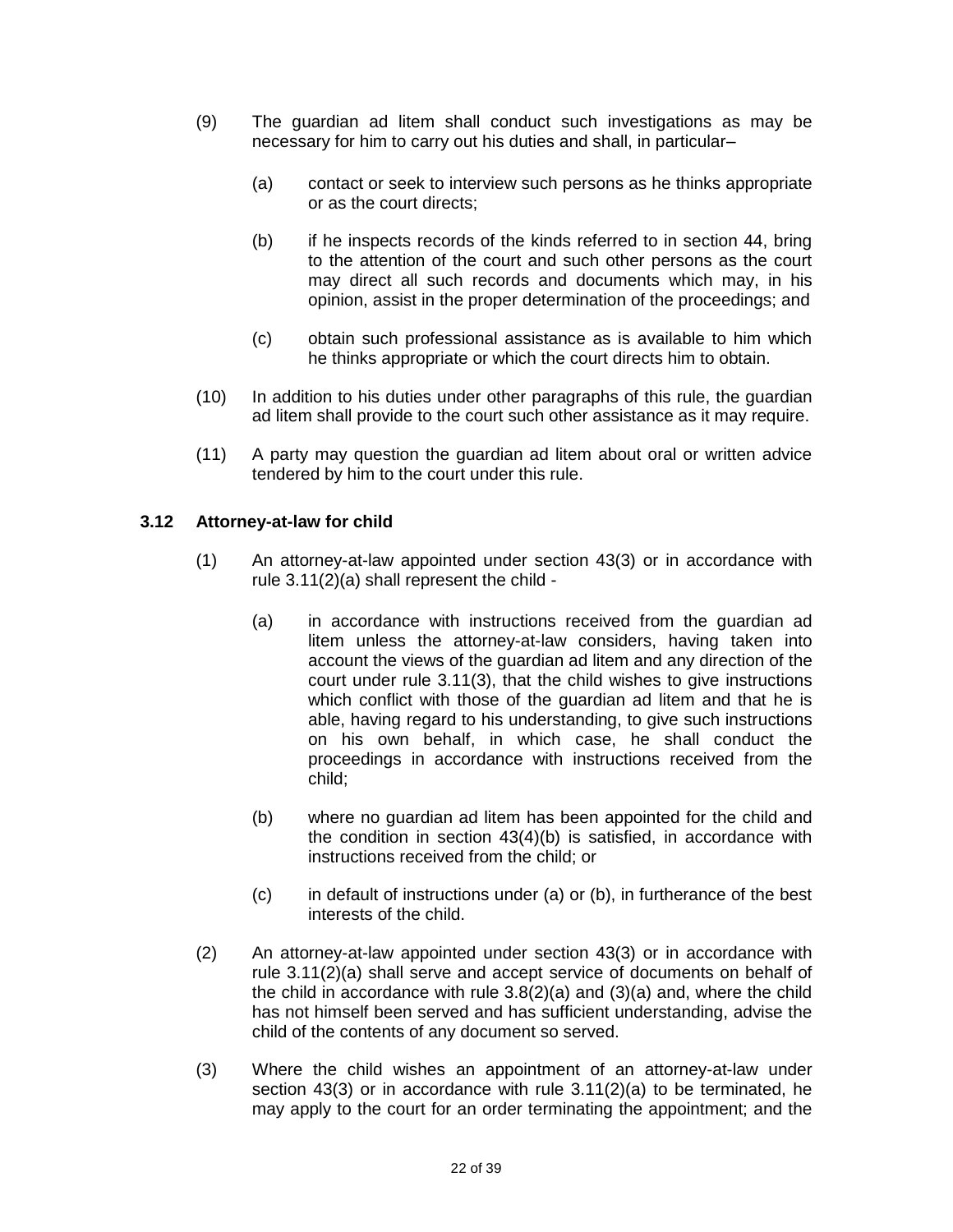(9) The guardian ad litem shall conduct such investigations as may be necessary for him to carry out his duties and shall, in particular–

(a) contact or seek to interview such persons as he thinks appropriate or as the court directs;

(b) if he inspects records of the kinds referred to in section 44, bring to the attention of the court and such other persons as the court may direct all such records and documents which may, in his opinion, assist in the proper determination of the proceedings; and

(c) obtain such professional assistance as is available to him which he thinks appropriate or which the court directs him to obtain.

(10) In addition to his duties under other paragraphs of this rule, the guardian ad litem shall provide to the court such other assistance as it may require.

(11) A party may question the guardian ad litem about oral or written advice tendered by him to the court under this rule.

### 3.12 Attorney-at-law for child

(1) An attorney-at-law appointed under section 43(3) or in accordance with rule 3.11(2)(a) shall represent the child -

(a) in accordance with instructions received from the guardian ad litem unless the attorney-at-law considers, having taken into account the views of the guardian ad litem and any direction of the court under rule 3.11(3), that the child wishes to give instructions which conflict with those of the guardian ad litem and that he is able, having regard to his understanding, to give such instructions on his own behalf, in which case, he shall conduct the proceedings in accordance with instructions received from the child;

(b) where no guardian ad litem has been appointed for the child and the condition in section 43(4)(b) is satisfied, in accordance with instructions received from the child; or

(c) in default of instructions under (a) or (b), in furtherance of the best interests of the child.

(2) An attorney-at-law appointed under section 43(3) or in accordance with rule 3.11(2)(a) shall serve and accept service of documents on behalf of the child in accordance with rule 3.8(2)(a) and (3)(a) and, where the child has not himself been served and has sufficient understanding, advise the child of the contents of any document so served.

(3) Where the child wishes an appointment of an attorney-at-law under section 43(3) or in accordance with rule 3.11(2)(a) to be terminated, he may apply to the court for an order terminating the appointment; and the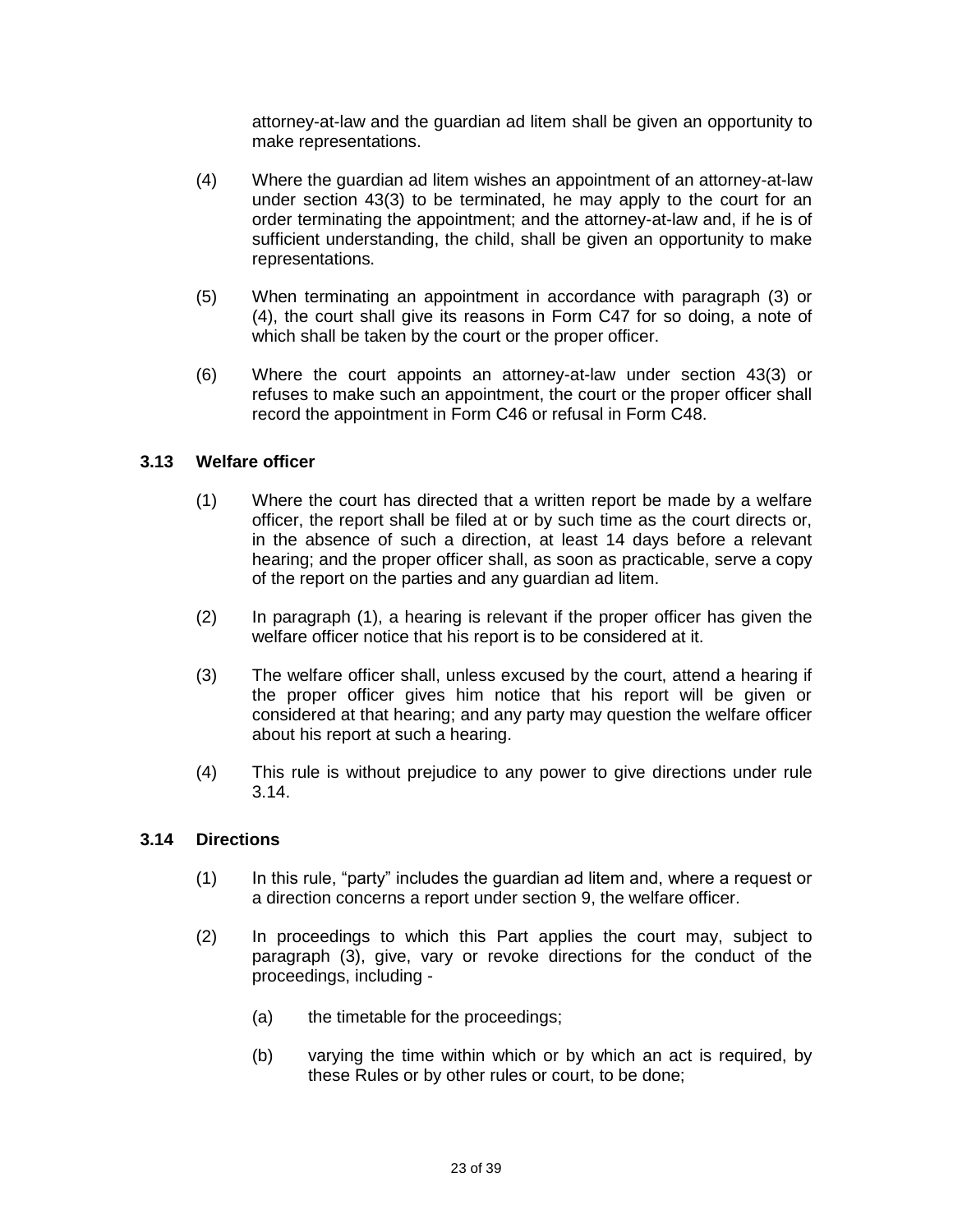attorney-at-law and the guardian ad litem shall be given an opportunity to make representations.

(4) Where the guardian ad litem wishes an appointment of an attorney-at-law under section 43(3) to be terminated, he may apply to the court for an order terminating the appointment; and the attorney-at-law and, if he is of sufficient understanding, the child, shall be given an opportunity to make representations.

(5) When terminating an appointment in accordance with paragraph (3) or (4), the court shall give its reasons in Form C47 for so doing, a note of which shall be taken by the court or the proper officer.

(6) Where the court appoints an attorney-at-law under section 43(3) or refuses to make such an appointment, the court or the proper officer shall record the appointment in Form C46 or refusal in Form C48.

### 3.13 Welfare officer

(1) Where the court has directed that a written report be made by a welfare officer, the report shall be filed at or by such time as the court directs or, in the absence of such a direction, at least 14 days before a relevant hearing; and the proper officer shall, as soon as practicable, serve a copy of the report on the parties and any guardian ad litem.

(2) In paragraph (1), a hearing is relevant if the proper officer has given the welfare officer notice that his report is to be considered at it.

(3) The welfare officer shall, unless excused by the court, attend a hearing if the proper officer gives him notice that his report will be given or considered at that hearing; and any party may question the welfare officer about his report at such a hearing.

(4) This rule is without prejudice to any power to give directions under rule 3.14.

### 3.14 Directions

(1) In this rule, "party" includes the guardian ad litem and, where a request or a direction concerns a report under section 9, the welfare officer.

(2) In proceedings to which this Part applies the court may, subject to paragraph (3), give, vary or revoke directions for the conduct of the proceedings, including -

(a) the timetable for the proceedings;

(b) varying the time within which or by which an act is required, by these Rules or by other rules or court, to be done;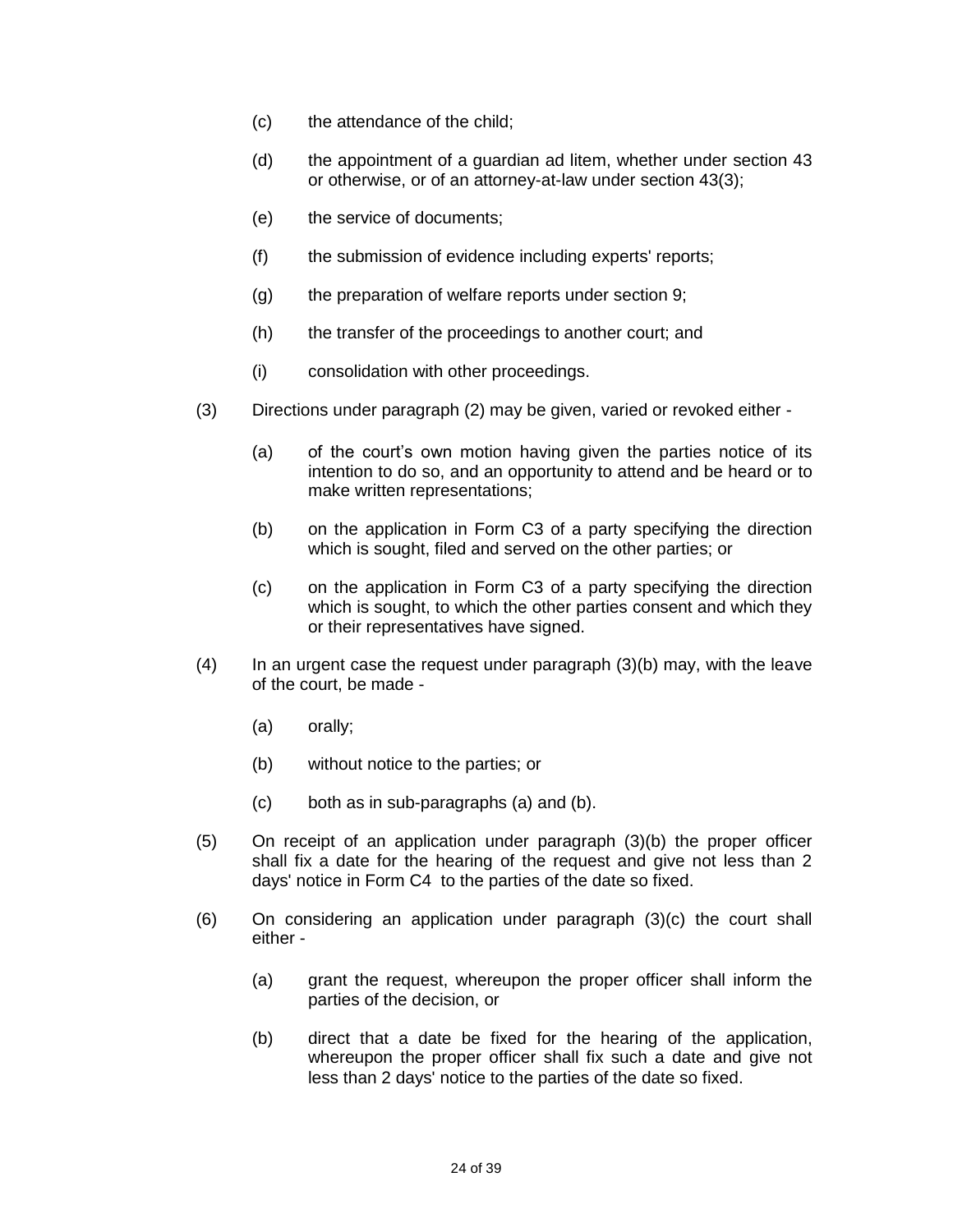(c) the attendance of the child;

(d) the appointment of a guardian ad litem, whether under section 43 or otherwise, or of an attorney-at-law under section 43(3);

(e) the service of documents;

(f) the submission of evidence including experts' reports;

(g) the preparation of welfare reports under section 9;

(h) the transfer of the proceedings to another court; and

(i) consolidation with other proceedings.

(3) Directions under paragraph (2) may be given, varied or revoked either -

(a) of the court's own motion having given the parties notice of its intention to do so, and an opportunity to attend and be heard or to make written representations;

(b) on the application in Form C3 of a party specifying the direction which is sought, filed and served on the other parties; or

(c) on the application in Form C3 of a party specifying the direction which is sought, to which the other parties consent and which they or their representatives have signed.

(4) In an urgent case the request under paragraph (3)(b) may, with the leave of the court, be made -

(a) orally;

(b) without notice to the parties; or

(c) both as in sub-paragraphs (a) and (b).

(5) On receipt of an application under paragraph (3)(b) the proper officer shall fix a date for the hearing of the request and give not less than 2 days' notice in Form C4 to the parties of the date so fixed.

(6) On considering an application under paragraph (3)(c) the court shall either -

(a) grant the request, whereupon the proper officer shall inform the parties of the decision, or

(b) direct that a date be fixed for the hearing of the application, whereupon the proper officer shall fix such a date and give not less than 2 days' notice to the parties of the date so fixed.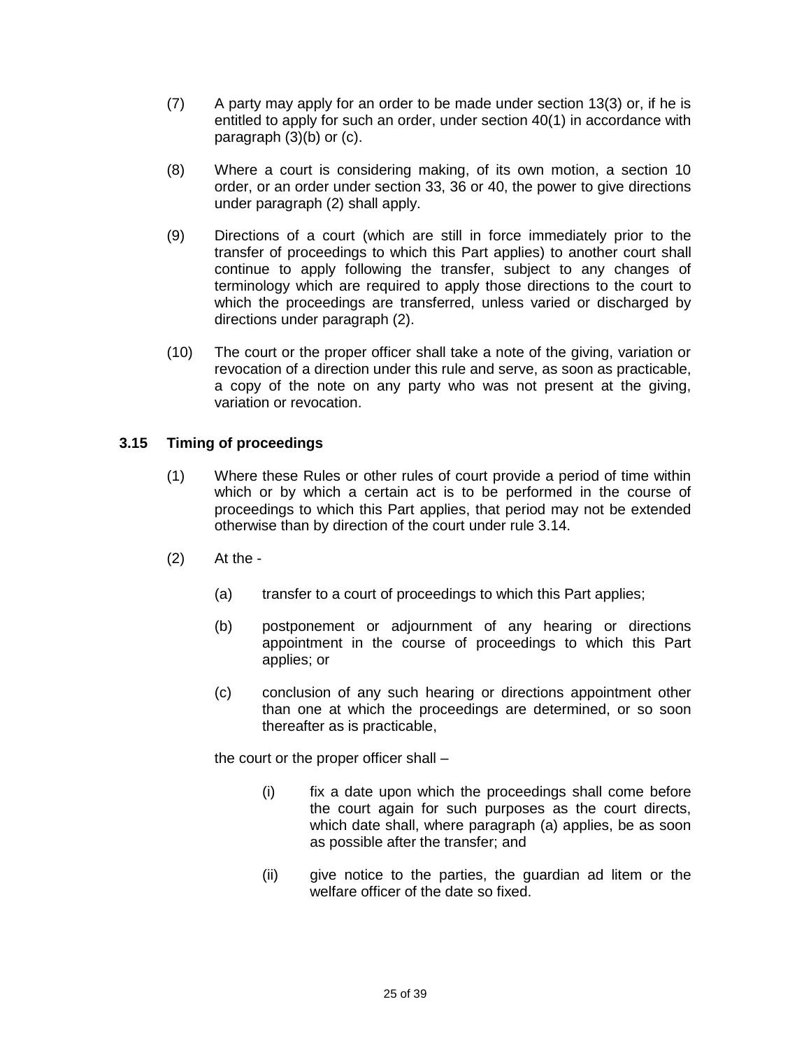(7) A party may apply for an order to be made under section 13(3) or, if he is entitled to apply for such an order, under section 40(1) in accordance with paragraph (3)(b) or (c).

(8) Where a court is considering making, of its own motion, a section 10 order, or an order under section 33, 36 or 40, the power to give directions under paragraph (2) shall apply.

(9) Directions of a court (which are still in force immediately prior to the transfer of proceedings to which this Part applies) to another court shall continue to apply following the transfer, subject to any changes of terminology which are required to apply those directions to the court to which the proceedings are transferred, unless varied or discharged by directions under paragraph (2).

(10) The court or the proper officer shall take a note of the giving, variation or revocation of a direction under this rule and serve, as soon as practicable, a copy of the note on any party who was not present at the giving, variation or revocation.

**3.15 Timing of proceedings**

(1) Where these Rules or other rules of court provide a period of time within which or by which a certain act is to be performed in the course of proceedings to which this Part applies, that period may not be extended otherwise than by direction of the court under rule 3.14.

(2) At the -

(a) transfer to a court of proceedings to which this Part applies;

(b) postponement or adjournment of any hearing or directions appointment in the course of proceedings to which this Part applies; or

(c) conclusion of any such hearing or directions appointment other than one at which the proceedings are determined, or so soon thereafter as is practicable,

the court or the proper officer shall –

(i) fix a date upon which the proceedings shall come before the court again for such purposes as the court directs, which date shall, where paragraph (a) applies, be as soon as possible after the transfer; and

(ii) give notice to the parties, the guardian ad litem or the welfare officer of the date so fixed.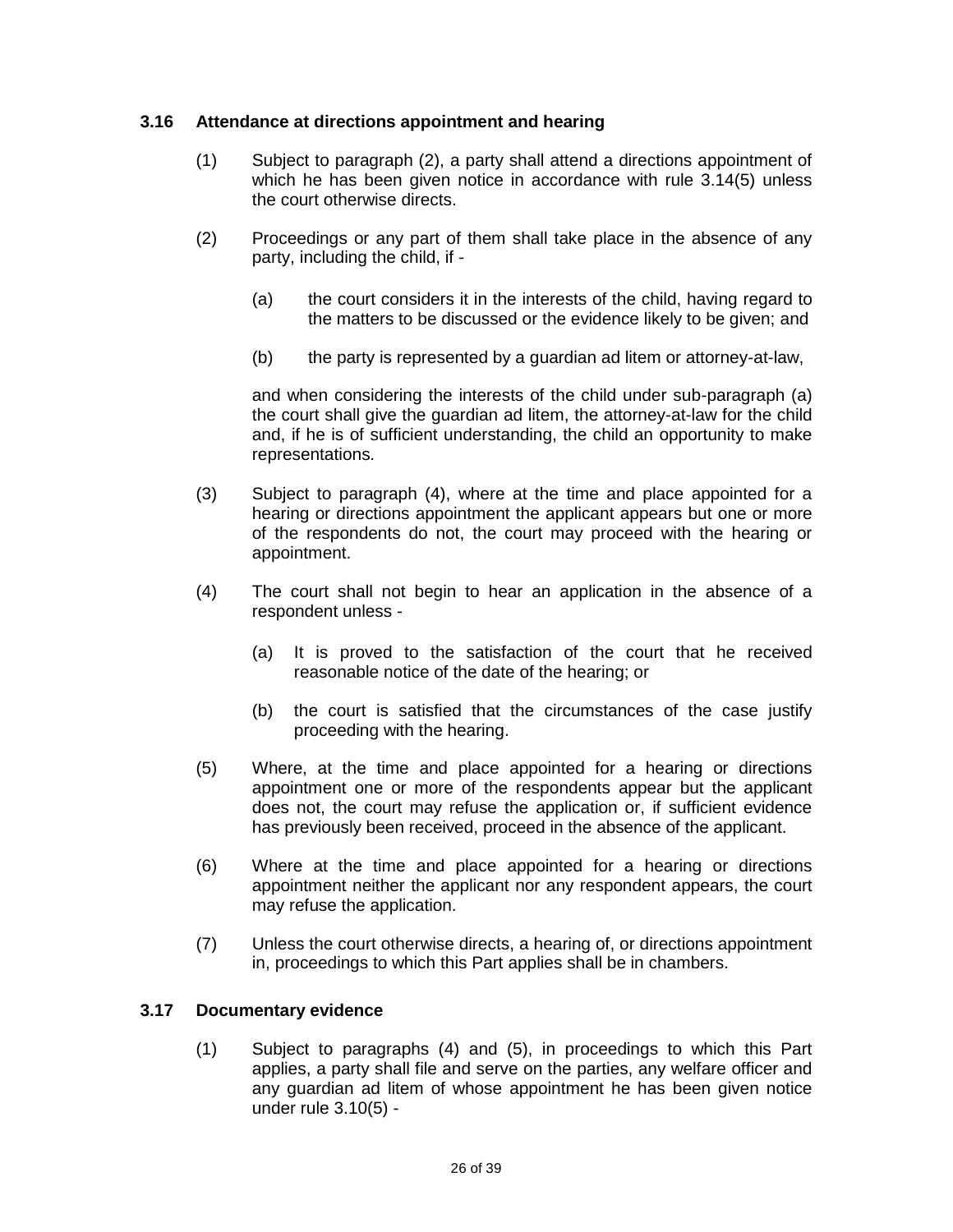### 3.16 Attendance at directions appointment and hearing

(1) Subject to paragraph (2), a party shall attend a directions appointment of which he has been given notice in accordance with rule 3.14(5) unless the court otherwise directs.

(2) Proceedings or any part of them shall take place in the absence of any party, including the child, if -

(a) the court considers it in the interests of the child, having regard to the matters to be discussed or the evidence likely to be given; and

(b) the party is represented by a guardian ad litem or attorney-at-law,

and when considering the interests of the child under sub-paragraph (a) the court shall give the guardian ad litem, the attorney-at-law for the child and, if he is of sufficient understanding, the child an opportunity to make representations.

(3) Subject to paragraph (4), where at the time and place appointed for a hearing or directions appointment the applicant appears but one or more of the respondents do not, the court may proceed with the hearing or appointment.

(4) The court shall not begin to hear an application in the absence of a respondent unless -

(a) It is proved to the satisfaction of the court that he received reasonable notice of the date of the hearing; or

(b) the court is satisfied that the circumstances of the case justify proceeding with the hearing.

(5) Where, at the time and place appointed for a hearing or directions appointment one or more of the respondents appear but the applicant does not, the court may refuse the application or, if sufficient evidence has previously been received, proceed in the absence of the applicant.

(6) Where at the time and place appointed for a hearing or directions appointment neither the applicant nor any respondent appears, the court may refuse the application.

(7) Unless the court otherwise directs, a hearing of, or directions appointment in, proceedings to which this Part applies shall be in chambers.

### 3.17 Documentary evidence

(1) Subject to paragraphs (4) and (5), in proceedings to which this Part applies, a party shall file and serve on the parties, any welfare officer and any guardian ad litem of whose appointment he has been given notice under rule 3.10(5) -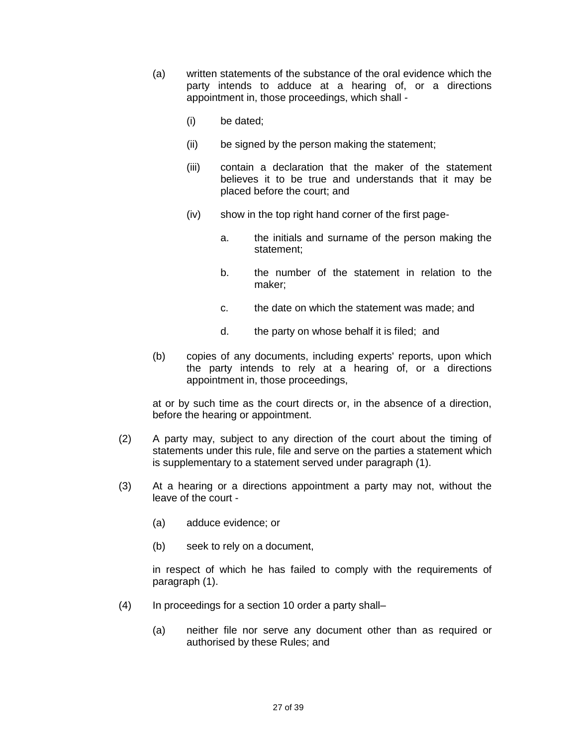(a) written statements of the substance of the oral evidence which the party intends to adduce at a hearing of, or a directions appointment in, those proceedings, which shall -

 (i) be dated;

 (ii) be signed by the person making the statement;

 (iii) contain a declaration that the maker of the statement believes it to be true and understands that it may be placed before the court; and

 (iv) show in the top right hand corner of the first page-

  a. the initials and surname of the person making the statement;

  b. the number of the statement in relation to the maker;

  c. the date on which the statement was made; and

  d. the party on whose behalf it is filed; and

(b) copies of any documents, including experts' reports, upon which the party intends to rely at a hearing of, or a directions appointment in, those proceedings,

at or by such time as the court directs or, in the absence of a direction, before the hearing or appointment.

(2) A party may, subject to any direction of the court about the timing of statements under this rule, file and serve on the parties a statement which is supplementary to a statement served under paragraph (1).

(3) At a hearing or a directions appointment a party may not, without the leave of the court -

 (a) adduce evidence; or

 (b) seek to rely on a document,

in respect of which he has failed to comply with the requirements of paragraph (1).

(4) In proceedings for a section 10 order a party shall–

 (a) neither file nor serve any document other than as required or authorised by these Rules; and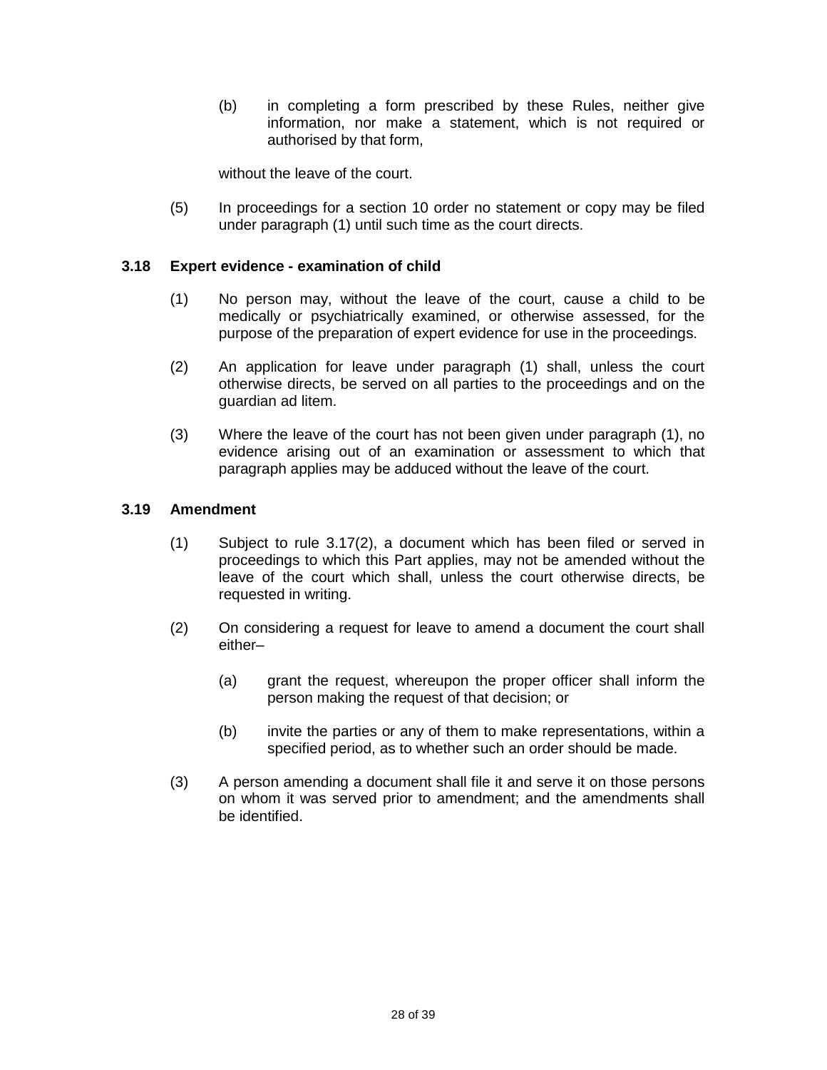(b) in completing a form prescribed by these Rules, neither give information, nor make a statement, which is not required or authorised by that form,

without the leave of the court.

(5) In proceedings for a section 10 order no statement or copy may be filed under paragraph (1) until such time as the court directs.

### 3.18 Expert evidence - examination of child

(1) No person may, without the leave of the court, cause a child to be medically or psychiatrically examined, or otherwise assessed, for the purpose of the preparation of expert evidence for use in the proceedings.

(2) An application for leave under paragraph (1) shall, unless the court otherwise directs, be served on all parties to the proceedings and on the guardian ad litem.

(3) Where the leave of the court has not been given under paragraph (1), no evidence arising out of an examination or assessment to which that paragraph applies may be adduced without the leave of the court.

### 3.19 Amendment

(1) Subject to rule 3.17(2), a document which has been filed or served in proceedings to which this Part applies, may not be amended without the leave of the court which shall, unless the court otherwise directs, be requested in writing.

(2) On considering a request for leave to amend a document the court shall either–

(a) grant the request, whereupon the proper officer shall inform the person making the request of that decision; or

(b) invite the parties or any of them to make representations, within a specified period, as to whether such an order should be made.

(3) A person amending a document shall file it and serve it on those persons on whom it was served prior to amendment; and the amendments shall be identified.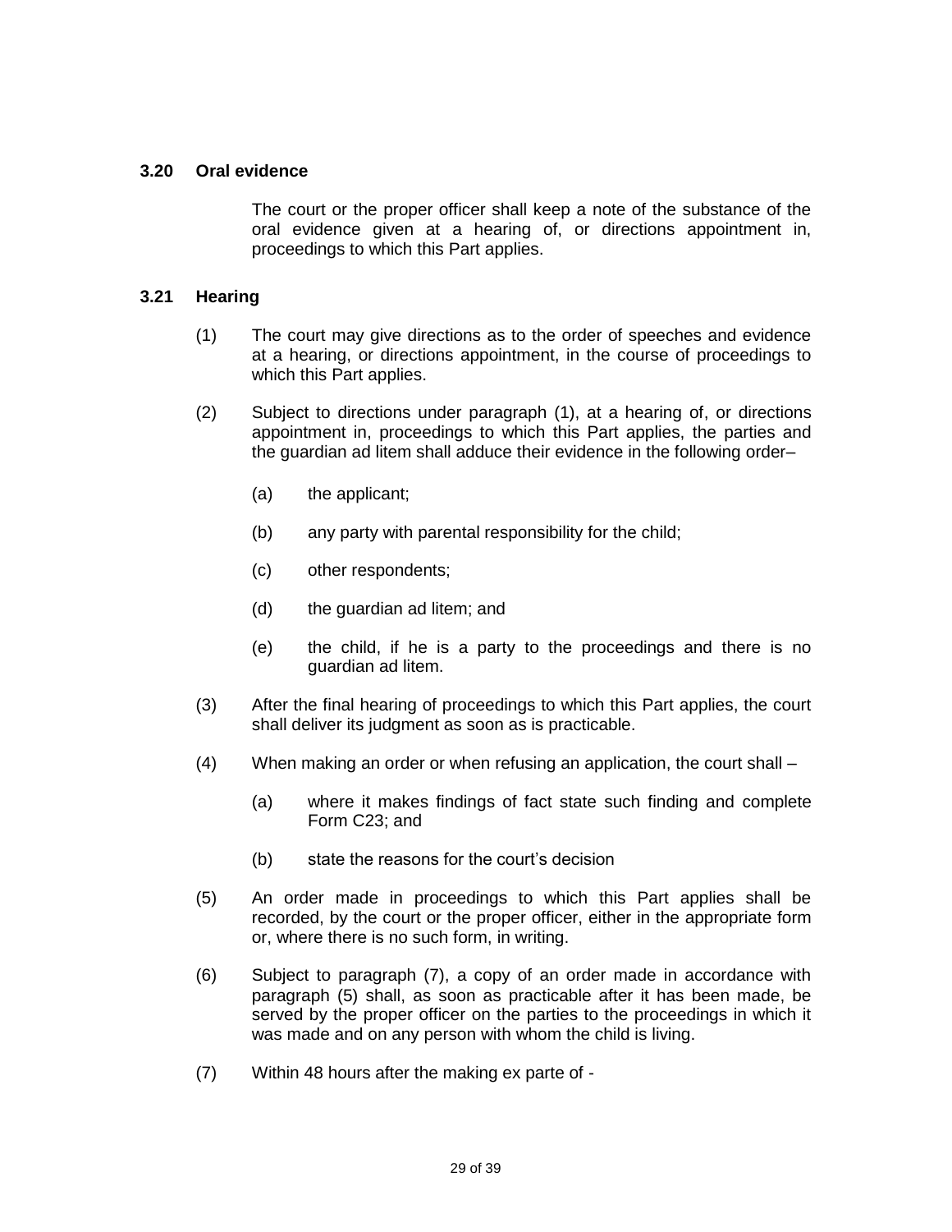### 3.20 Oral evidence

The court or the proper officer shall keep a note of the substance of the oral evidence given at a hearing of, or directions appointment in, proceedings to which this Part applies.

### 3.21 Hearing

(1) The court may give directions as to the order of speeches and evidence at a hearing, or directions appointment, in the course of proceedings to which this Part applies.

(2) Subject to directions under paragraph (1), at a hearing of, or directions appointment in, proceedings to which this Part applies, the parties and the guardian ad litem shall adduce their evidence in the following order–

(a) the applicant;

(b) any party with parental responsibility for the child;

(c) other respondents;

(d) the guardian ad litem; and

(e) the child, if he is a party to the proceedings and there is no guardian ad litem.

(3) After the final hearing of proceedings to which this Part applies, the court shall deliver its judgment as soon as is practicable.

(4) When making an order or when refusing an application, the court shall –

(a) where it makes findings of fact state such finding and complete Form C23; and

(b) state the reasons for the court's decision

(5) An order made in proceedings to which this Part applies shall be recorded, by the court or the proper officer, either in the appropriate form or, where there is no such form, in writing.

(6) Subject to paragraph (7), a copy of an order made in accordance with paragraph (5) shall, as soon as practicable after it has been made, be served by the proper officer on the parties to the proceedings in which it was made and on any person with whom the child is living.

(7) Within 48 hours after the making ex parte of -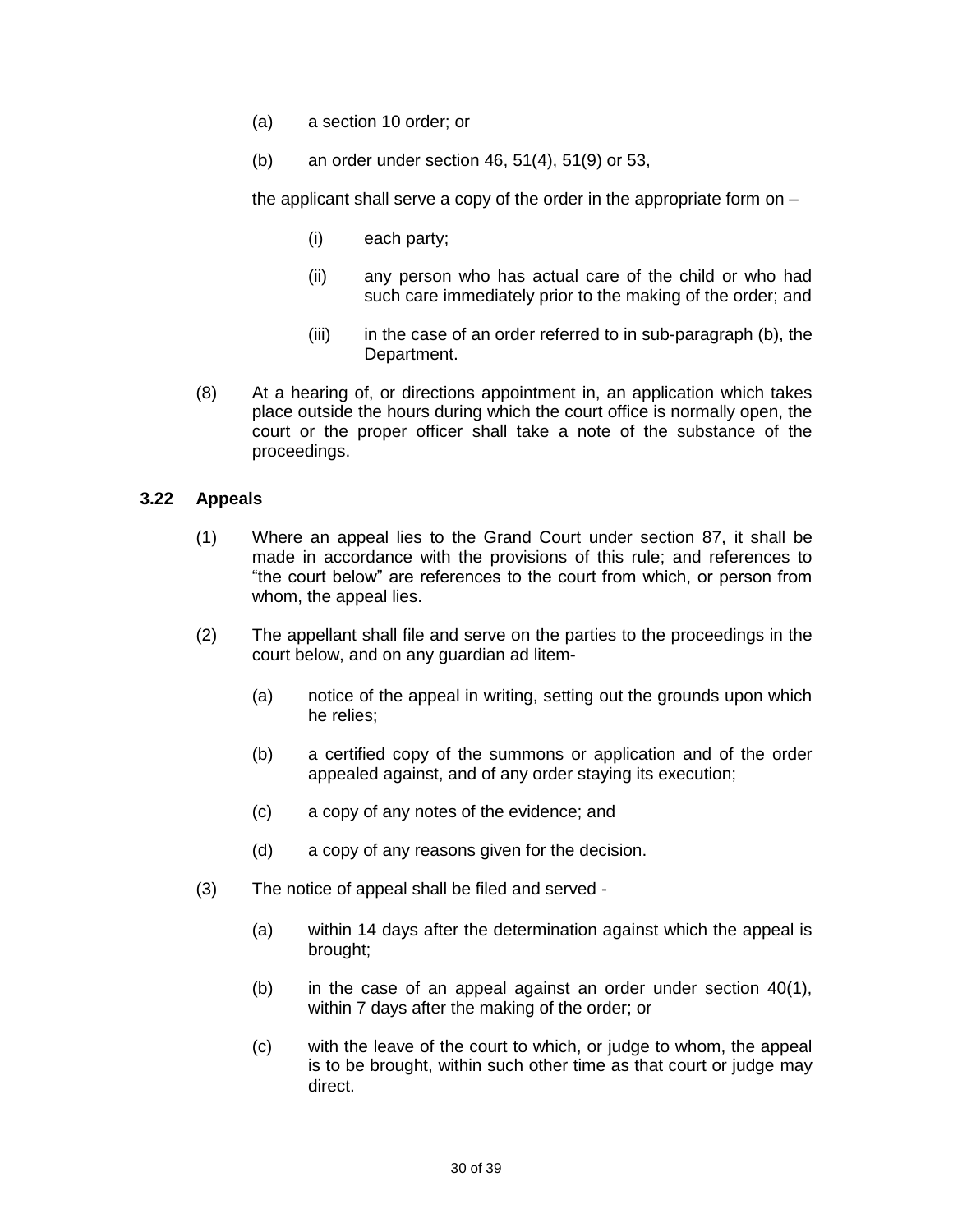(a) a section 10 order; or

(b) an order under section 46, 51(4), 51(9) or 53,

the applicant shall serve a copy of the order in the appropriate form on –

(i) each party;

(ii) any person who has actual care of the child or who had such care immediately prior to the making of the order; and

(iii) in the case of an order referred to in sub-paragraph (b), the Department.

(8) At a hearing of, or directions appointment in, an application which takes place outside the hours during which the court office is normally open, the court or the proper officer shall take a note of the substance of the proceedings.

### 3.22 Appeals

(1) Where an appeal lies to the Grand Court under section 87, it shall be made in accordance with the provisions of this rule; and references to "the court below" are references to the court from which, or person from whom, the appeal lies.

(2) The appellant shall file and serve on the parties to the proceedings in the court below, and on any guardian ad litem-

(a) notice of the appeal in writing, setting out the grounds upon which he relies;

(b) a certified copy of the summons or application and of the order appealed against, and of any order staying its execution;

(c) a copy of any notes of the evidence; and

(d) a copy of any reasons given for the decision.

(3) The notice of appeal shall be filed and served -

(a) within 14 days after the determination against which the appeal is brought;

(b) in the case of an appeal against an order under section 40(1), within 7 days after the making of the order; or

(c) with the leave of the court to which, or judge to whom, the appeal is to be brought, within such other time as that court or judge may direct.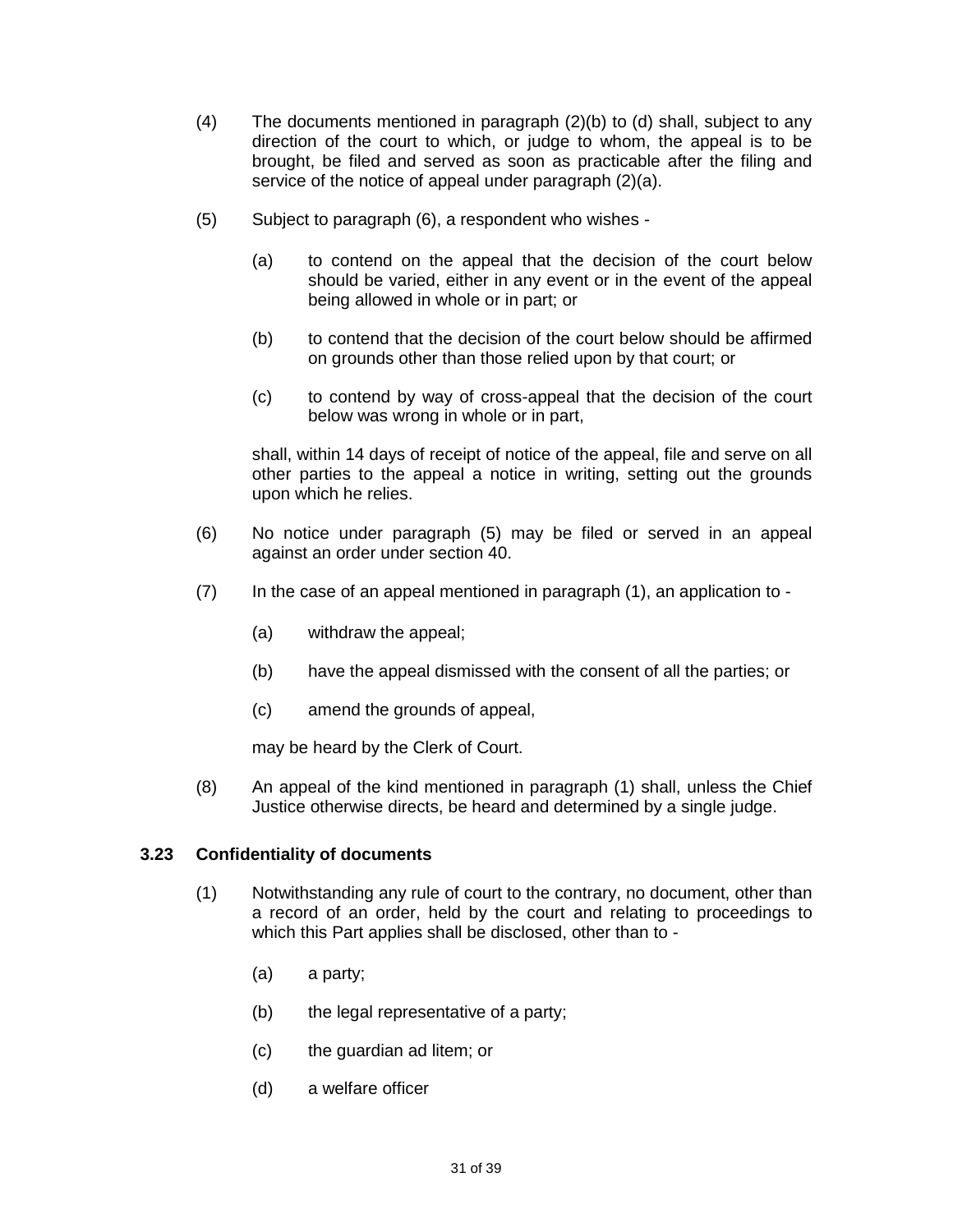(4) The documents mentioned in paragraph (2)(b) to (d) shall, subject to any direction of the court to which, or judge to whom, the appeal is to be brought, be filed and served as soon as practicable after the filing and service of the notice of appeal under paragraph (2)(a).

(5) Subject to paragraph (6), a respondent who wishes -

(a) to contend on the appeal that the decision of the court below should be varied, either in any event or in the event of the appeal being allowed in whole or in part; or

(b) to contend that the decision of the court below should be affirmed on grounds other than those relied upon by that court; or

(c) to contend by way of cross-appeal that the decision of the court below was wrong in whole or in part,

shall, within 14 days of receipt of notice of the appeal, file and serve on all other parties to the appeal a notice in writing, setting out the grounds upon which he relies.

(6) No notice under paragraph (5) may be filed or served in an appeal against an order under section 40.

(7) In the case of an appeal mentioned in paragraph (1), an application to -

(a) withdraw the appeal;

(b) have the appeal dismissed with the consent of all the parties; or

(c) amend the grounds of appeal,

may be heard by the Clerk of Court.

(8) An appeal of the kind mentioned in paragraph (1) shall, unless the Chief Justice otherwise directs, be heard and determined by a single judge.

### 3.23 Confidentiality of documents

(1) Notwithstanding any rule of court to the contrary, no document, other than a record of an order, held by the court and relating to proceedings to which this Part applies shall be disclosed, other than to -

(a) a party;

(b) the legal representative of a party;

(c) the guardian ad litem; or

(d) a welfare officer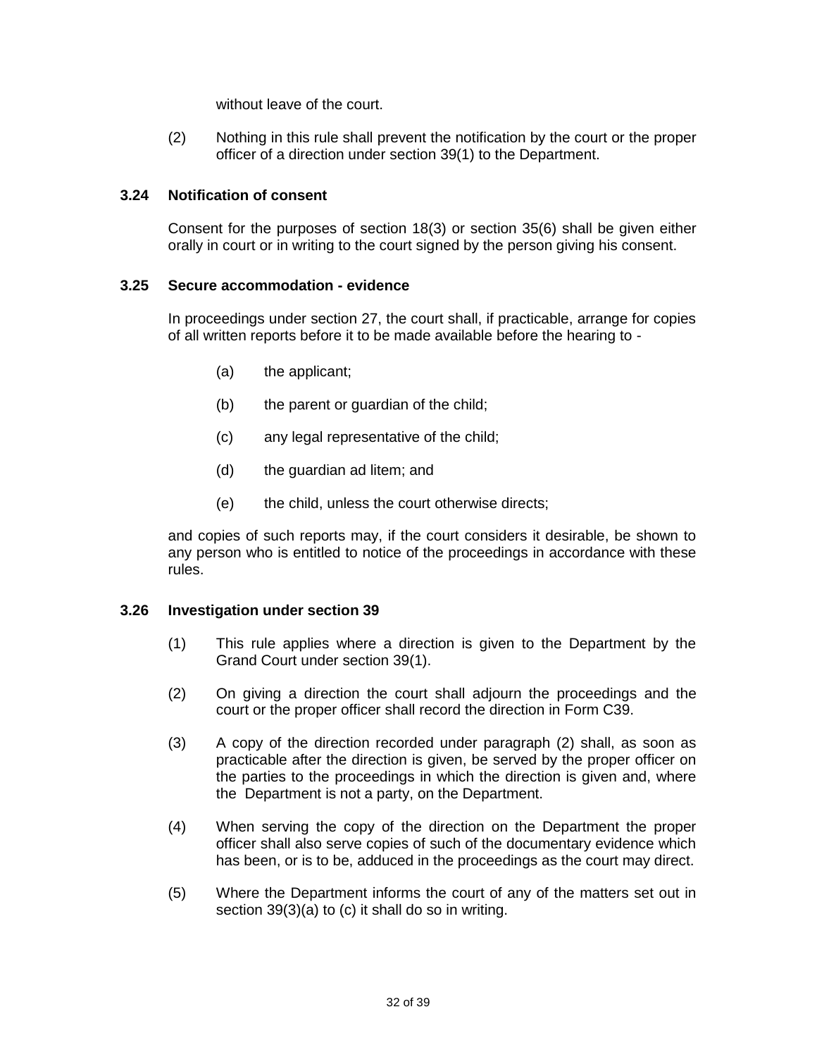without leave of the court.

(2) Nothing in this rule shall prevent the notification by the court or the proper officer of a direction under section 39(1) to the Department.

### 3.24 Notification of consent

Consent for the purposes of section 18(3) or section 35(6) shall be given either orally in court or in writing to the court signed by the person giving his consent.

### 3.25 Secure accommodation - evidence

In proceedings under section 27, the court shall, if practicable, arrange for copies of all written reports before it to be made available before the hearing to -

(a) the applicant;

(b) the parent or guardian of the child;

(c) any legal representative of the child;

(d) the guardian ad litem; and

(e) the child, unless the court otherwise directs;

and copies of such reports may, if the court considers it desirable, be shown to any person who is entitled to notice of the proceedings in accordance with these rules.

### 3.26 Investigation under section 39

(1) This rule applies where a direction is given to the Department by the Grand Court under section 39(1).

(2) On giving a direction the court shall adjourn the proceedings and the court or the proper officer shall record the direction in Form C39.

(3) A copy of the direction recorded under paragraph (2) shall, as soon as practicable after the direction is given, be served by the proper officer on the parties to the proceedings in which the direction is given and, where the Department is not a party, on the Department.

(4) When serving the copy of the direction on the Department the proper officer shall also serve copies of such of the documentary evidence which has been, or is to be, adduced in the proceedings as the court may direct.

(5) Where the Department informs the court of any of the matters set out in section 39(3)(a) to (c) it shall do so in writing.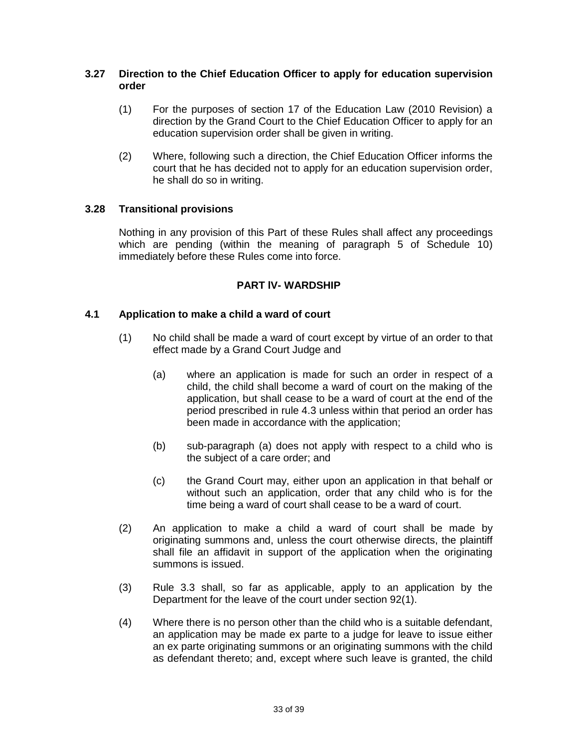### 3.27 Direction to the Chief Education Officer to apply for education supervision order

(1) For the purposes of section 17 of the Education Law (2010 Revision) a direction by the Grand Court to the Chief Education Officer to apply for an education supervision order shall be given in writing.

(2) Where, following such a direction, the Chief Education Officer informs the court that he has decided not to apply for an education supervision order, he shall do so in writing.

### 3.28 Transitional provisions

Nothing in any provision of this Part of these Rules shall affect any proceedings which are pending (within the meaning of paragraph 5 of Schedule 10) immediately before these Rules come into force.

## PART IV- WARDSHIP

### 4.1 Application to make a child a ward of court

(1) No child shall be made a ward of court except by virtue of an order to that effect made by a Grand Court Judge and

(a) where an application is made for such an order in respect of a child, the child shall become a ward of court on the making of the application, but shall cease to be a ward of court at the end of the period prescribed in rule 4.3 unless within that period an order has been made in accordance with the application;

(b) sub-paragraph (a) does not apply with respect to a child who is the subject of a care order; and

(c) the Grand Court may, either upon an application in that behalf or without such an application, order that any child who is for the time being a ward of court shall cease to be a ward of court.

(2) An application to make a child a ward of court shall be made by originating summons and, unless the court otherwise directs, the plaintiff shall file an affidavit in support of the application when the originating summons is issued.

(3) Rule 3.3 shall, so far as applicable, apply to an application by the Department for the leave of the court under section 92(1).

(4) Where there is no person other than the child who is a suitable defendant, an application may be made ex parte to a judge for leave to issue either an ex parte originating summons or an originating summons with the child as defendant thereto; and, except where such leave is granted, the child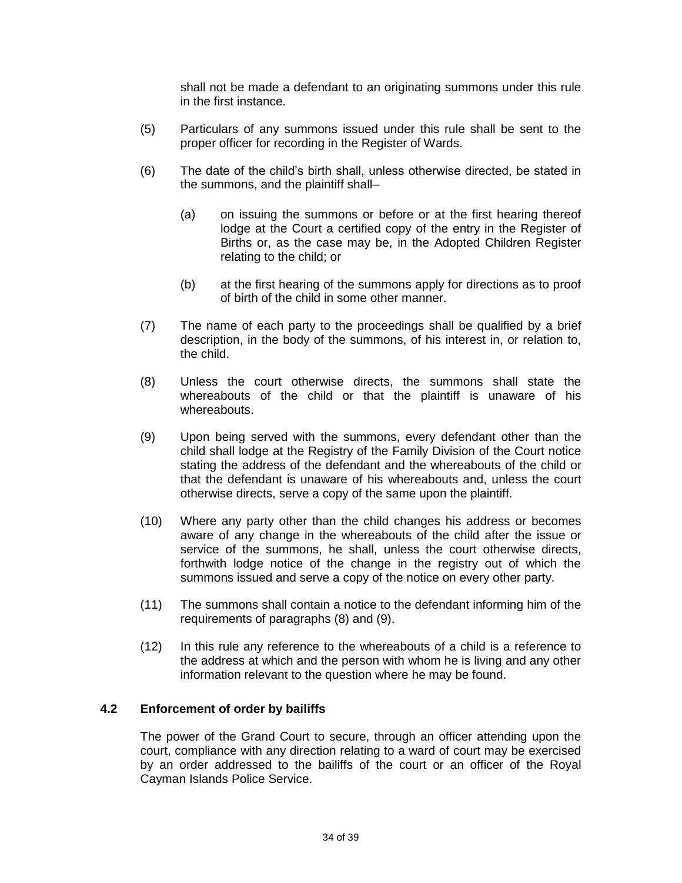shall not be made a defendant to an originating summons under this rule in the first instance.

(5) Particulars of any summons issued under this rule shall be sent to the proper officer for recording in the Register of Wards.

(6) The date of the child's birth shall, unless otherwise directed, be stated in the summons, and the plaintiff shall–

(a) on issuing the summons or before or at the first hearing thereof lodge at the Court a certified copy of the entry in the Register of Births or, as the case may be, in the Adopted Children Register relating to the child; or

(b) at the first hearing of the summons apply for directions as to proof of birth of the child in some other manner.

(7) The name of each party to the proceedings shall be qualified by a brief description, in the body of the summons, of his interest in, or relation to, the child.

(8) Unless the court otherwise directs, the summons shall state the whereabouts of the child or that the plaintiff is unaware of his whereabouts.

(9) Upon being served with the summons, every defendant other than the child shall lodge at the Registry of the Family Division of the Court notice stating the address of the defendant and the whereabouts of the child or that the defendant is unaware of his whereabouts and, unless the court otherwise directs, serve a copy of the same upon the plaintiff.

(10) Where any party other than the child changes his address or becomes aware of any change in the whereabouts of the child after the issue or service of the summons, he shall, unless the court otherwise directs, forthwith lodge notice of the change in the registry out of which the summons issued and serve a copy of the notice on every other party.

(11) The summons shall contain a notice to the defendant informing him of the requirements of paragraphs (8) and (9).

(12) In this rule any reference to the whereabouts of a child is a reference to the address at which and the person with whom he is living and any other information relevant to the question where he may be found.

### 4.2 Enforcement of order by bailiffs

The power of the Grand Court to secure, through an officer attending upon the court, compliance with any direction relating to a ward of court may be exercised by an order addressed to the bailiffs of the court or an officer of the Royal Cayman Islands Police Service.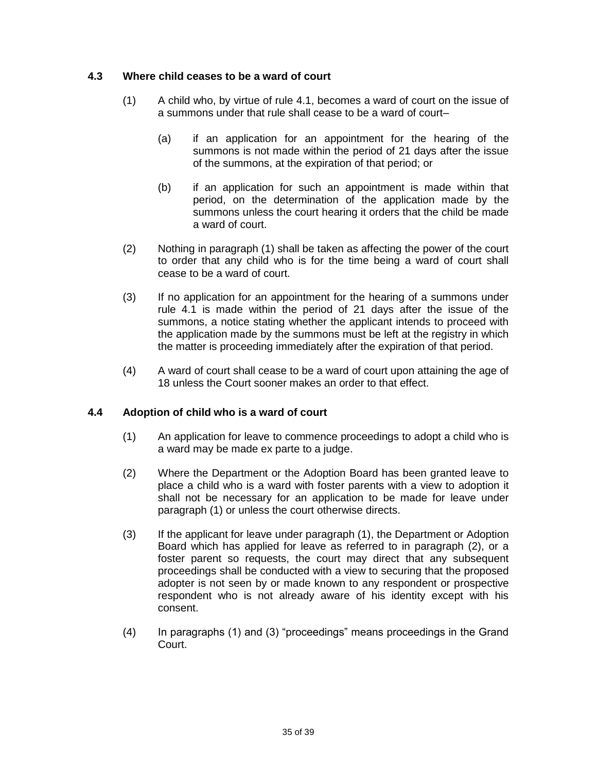### 4.3 Where child ceases to be a ward of court

(1) A child who, by virtue of rule 4.1, becomes a ward of court on the issue of a summons under that rule shall cease to be a ward of court–

(a) if an application for an appointment for the hearing of the summons is not made within the period of 21 days after the issue of the summons, at the expiration of that period; or

(b) if an application for such an appointment is made within that period, on the determination of the application made by the summons unless the court hearing it orders that the child be made a ward of court.

(2) Nothing in paragraph (1) shall be taken as affecting the power of the court to order that any child who is for the time being a ward of court shall cease to be a ward of court.

(3) If no application for an appointment for the hearing of a summons under rule 4.1 is made within the period of 21 days after the issue of the summons, a notice stating whether the applicant intends to proceed with the application made by the summons must be left at the registry in which the matter is proceeding immediately after the expiration of that period.

(4) A ward of court shall cease to be a ward of court upon attaining the age of 18 unless the Court sooner makes an order to that effect.

### 4.4 Adoption of child who is a ward of court

(1) An application for leave to commence proceedings to adopt a child who is a ward may be made ex parte to a judge.

(2) Where the Department or the Adoption Board has been granted leave to place a child who is a ward with foster parents with a view to adoption it shall not be necessary for an application to be made for leave under paragraph (1) or unless the court otherwise directs.

(3) If the applicant for leave under paragraph (1), the Department or Adoption Board which has applied for leave as referred to in paragraph (2), or a foster parent so requests, the court may direct that any subsequent proceedings shall be conducted with a view to securing that the proposed adopter is not seen by or made known to any respondent or prospective respondent who is not already aware of his identity except with his consent.

(4) In paragraphs (1) and (3) "proceedings" means proceedings in the Grand Court.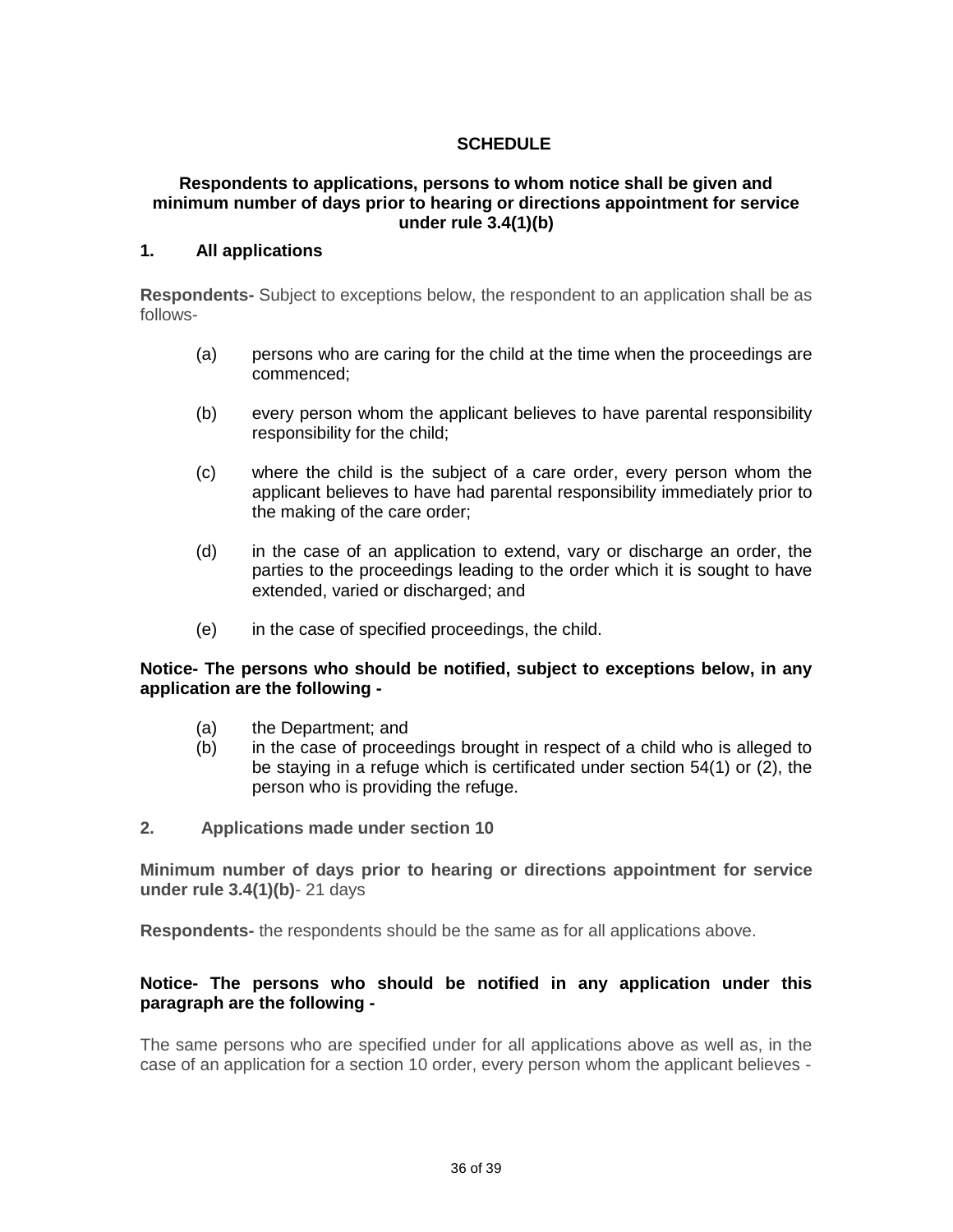**SCHEDULE**

**Respondents to applications, persons to whom notice shall be given and minimum number of days prior to hearing or directions appointment for service under rule 3.4(1)(b)**

**1. All applications**

**Respondents-** Subject to exceptions below, the respondent to an application shall be as follows-

(a) persons who are caring for the child at the time when the proceedings are commenced;

(b) every person whom the applicant believes to have parental responsibility responsibility for the child;

(c) where the child is the subject of a care order, every person whom the applicant believes to have had parental responsibility immediately prior to the making of the care order;

(d) in the case of an application to extend, vary or discharge an order, the parties to the proceedings leading to the order which it is sought to have extended, varied or discharged; and

(e) in the case of specified proceedings, the child.

**Notice- The persons who should be notified, subject to exceptions below, in any application are the following -**

(a) the Department; and
(b) in the case of proceedings brought in respect of a child who is alleged to be staying in a refuge which is certificated under section 54(1) or (2), the person who is providing the refuge.

**2. Applications made under section 10**

**Minimum number of days prior to hearing or directions appointment for service under rule 3.4(1)(b)**- 21 days

**Respondents-** the respondents should be the same as for all applications above.

**Notice- The persons who should be notified in any application under this paragraph are the following -**

The same persons who are specified under for all applications above as well as, in the case of an application for a section 10 order, every person whom the applicant believes -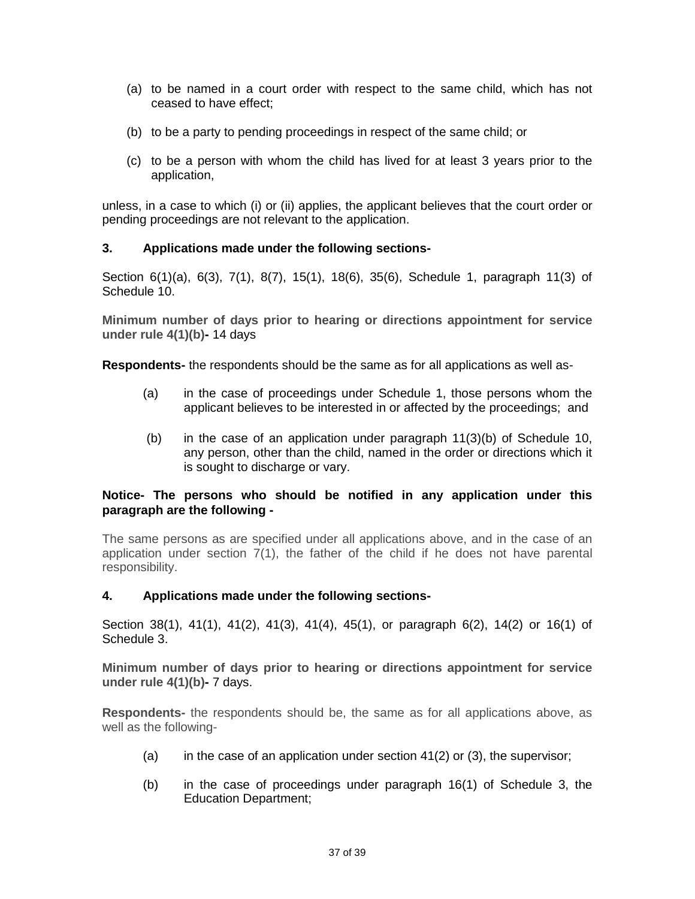(a) to be named in a court order with respect to the same child, which has not ceased to have effect;

(b) to be a party to pending proceedings in respect of the same child; or

(c) to be a person with whom the child has lived for at least 3 years prior to the application,

unless, in a case to which (i) or (ii) applies, the applicant believes that the court order or pending proceedings are not relevant to the application.

**3. Applications made under the following sections-**

Section 6(1)(a), 6(3), 7(1), 8(7), 15(1), 18(6), 35(6), Schedule 1, paragraph 11(3) of Schedule 10.

**Minimum number of days prior to hearing or directions appointment for service under rule 4(1)(b)-** 14 days

**Respondents-** the respondents should be the same as for all applications as well as-

(a) in the case of proceedings under Schedule 1, those persons whom the applicant believes to be interested in or affected by the proceedings; and

(b) in the case of an application under paragraph 11(3)(b) of Schedule 10, any person, other than the child, named in the order or directions which it is sought to discharge or vary.

**Notice- The persons who should be notified in any application under this paragraph are the following -**

The same persons as are specified under all applications above, and in the case of an application under section 7(1), the father of the child if he does not have parental responsibility.

**4. Applications made under the following sections-**

Section 38(1), 41(1), 41(2), 41(3), 41(4), 45(1), or paragraph 6(2), 14(2) or 16(1) of Schedule 3.

**Minimum number of days prior to hearing or directions appointment for service under rule 4(1)(b)-** 7 days.

**Respondents-** the respondents should be, the same as for all applications above, as well as the following-

(a) in the case of an application under section 41(2) or (3), the supervisor;

(b) in the case of proceedings under paragraph 16(1) of Schedule 3, the Education Department;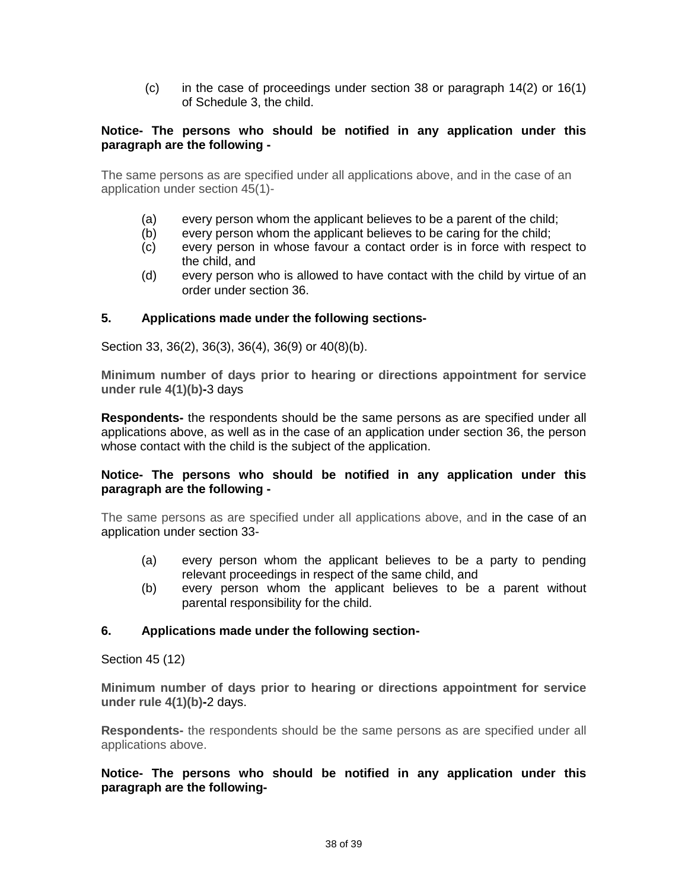(c) in the case of proceedings under section 38 or paragraph 14(2) or 16(1) of Schedule 3, the child.

**Notice- The persons who should be notified in any application under this paragraph are the following -**

The same persons as are specified under all applications above, and in the case of an application under section 45(1)-

(a) every person whom the applicant believes to be a parent of the child;
(b) every person whom the applicant believes to be caring for the child;
(c) every person in whose favour a contact order is in force with respect to the child, and
(d) every person who is allowed to have contact with the child by virtue of an order under section 36.

**5. Applications made under the following sections-**

Section 33, 36(2), 36(3), 36(4), 36(9) or 40(8)(b).

**Minimum number of days prior to hearing or directions appointment for service under rule 4(1)(b)-**3 days

**Respondents-** the respondents should be the same persons as are specified under all applications above, as well as in the case of an application under section 36, the person whose contact with the child is the subject of the application.

**Notice- The persons who should be notified in any application under this paragraph are the following -**

The same persons as are specified under all applications above, and in the case of an application under section 33-

(a) every person whom the applicant believes to be a party to pending relevant proceedings in respect of the same child, and
(b) every person whom the applicant believes to be a parent without parental responsibility for the child.

**6. Applications made under the following section-**

Section 45 (12)

**Minimum number of days prior to hearing or directions appointment for service under rule 4(1)(b)-**2 days.

**Respondents-** the respondents should be the same persons as are specified under all applications above.

**Notice- The persons who should be notified in any application under this paragraph are the following-**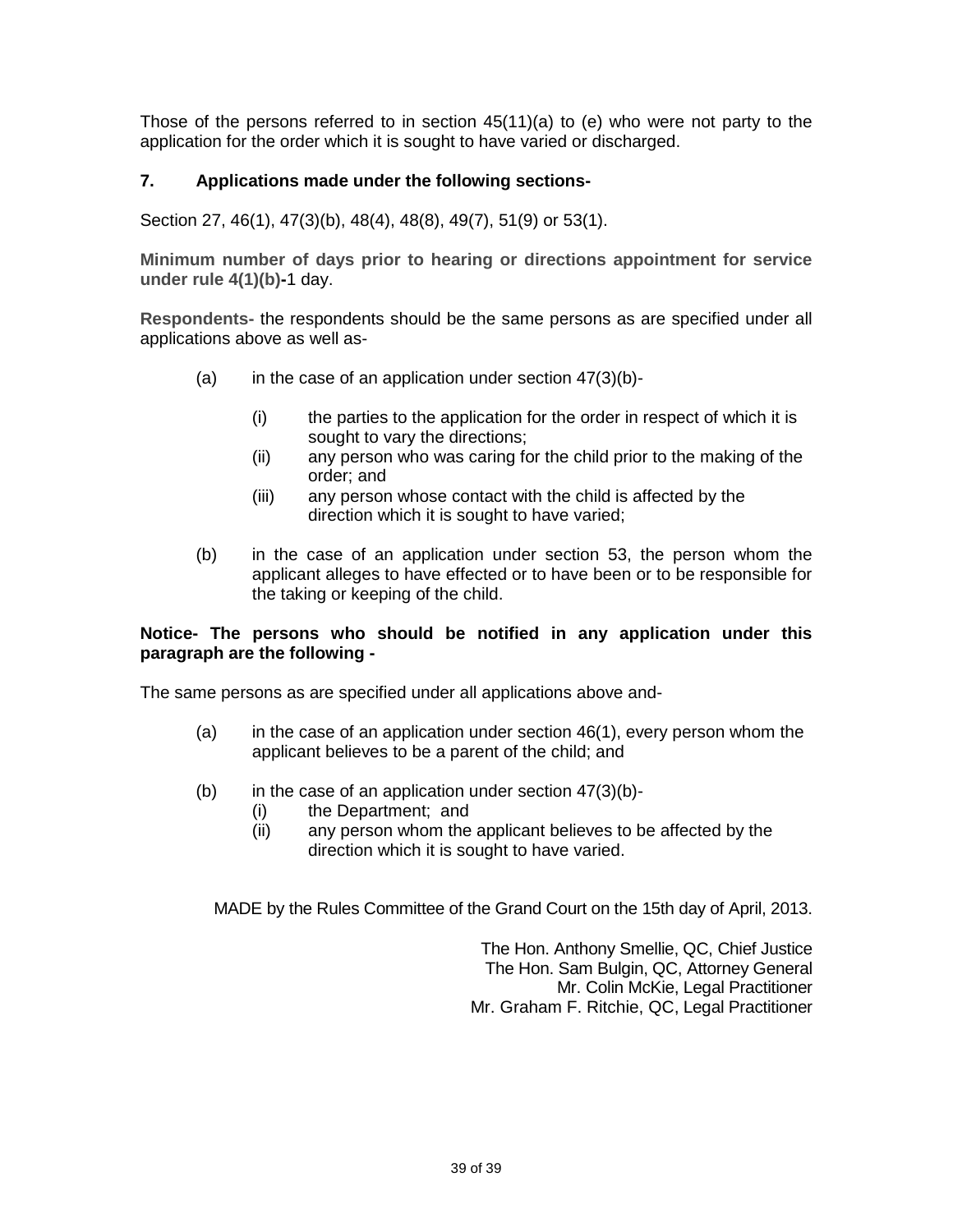Those of the persons referred to in section 45(11)(a) to (e) who were not party to the application for the order which it is sought to have varied or discharged.

**7. Applications made under the following sections-**

Section 27, 46(1), 47(3)(b), 48(4), 48(8), 49(7), 51(9) or 53(1).

**Minimum number of days prior to hearing or directions appointment for service under rule 4(1)(b)-** 1 day.

**Respondents-** the respondents should be the same persons as are specified under all applications above as well as-

(a) in the case of an application under section 47(3)(b)-

  (i) the parties to the application for the order in respect of which it is sought to vary the directions;
  
  (ii) any person who was caring for the child prior to the making of the order; and
  
  (iii) any person whose contact with the child is affected by the direction which it is sought to have varied;

(b) in the case of an application under section 53, the person whom the applicant alleges to have effected or to have been or to be responsible for the taking or keeping of the child.

**Notice- The persons who should be notified in any application under this paragraph are the following -**

The same persons as are specified under all applications above and-

(a) in the case of an application under section 46(1), every person whom the applicant believes to be a parent of the child; and

(b) in the case of an application under section 47(3)(b)-

  (i) the Department; and
  
  (ii) any person whom the applicant believes to be affected by the direction which it is sought to have varied.

MADE by the Rules Committee of the Grand Court on the 15th day of April, 2013.

The Hon. Anthony Smellie, QC, Chief Justice
The Hon. Sam Bulgin, QC, Attorney General
Mr. Colin McKie, Legal Practitioner
Mr. Graham F. Ritchie, QC, Legal Practitioner